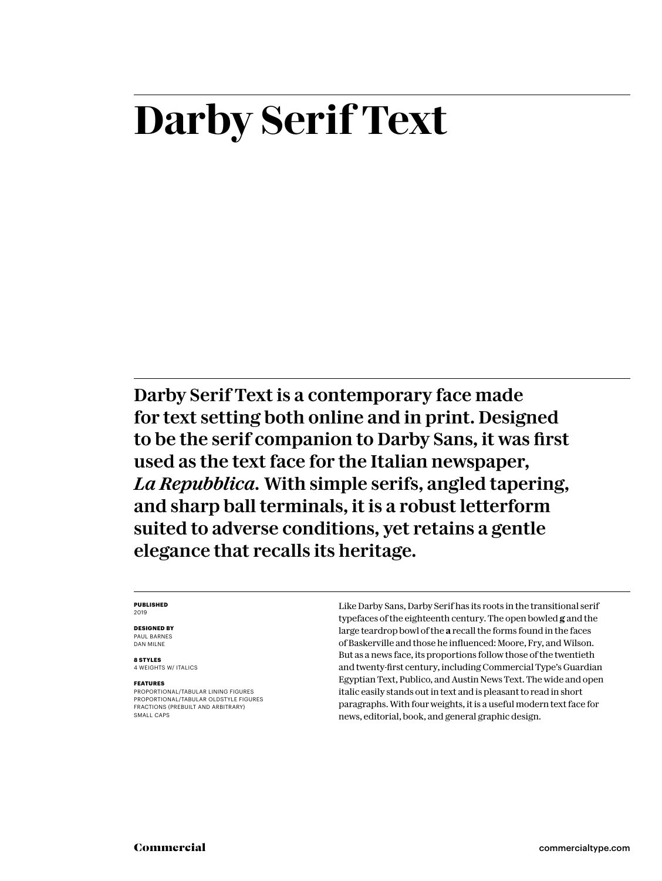# Darby Serif Text

**Darby Serif Text is a contemporary face made for text setting both online and in print. Designed to be the serif companion to Darby Sans, it was first used as the text face for the Italian newspaper, *La Repubblica.* With simple serifs, angled tapering, and sharp ball terminals, it is a robust letterform suited to adverse conditions, yet retains a gentle elegance that recalls its heritage.**

**PUBLISHED**
2019

**DESIGNED BY**
PAUL BARNES
DAN MILNE

**8 STYLES**
4 WEIGHTS W/ ITALICS

**FEATURES**
PROPORTIONAL/TABULAR LINING FIGURES
PROPORTIONAL/TABULAR OLDSTYLE FIGURES
FRACTIONS (PREBUILT AND ARBITRARY)
SMALL CAPS

Like Darby Sans, Darby Serif has its roots in the transitional serif typefaces of the eighteenth century. The open bowled **g** and the large teardrop bowl of the **a** recall the forms found in the faces of Baskerville and those he influenced: Moore, Fry, and Wilson. But as a news face, its proportions follow those of the twentieth and twenty-first century, including Commercial Type's Guardian Egyptian Text, Publico, and Austin News Text. The wide and open italic easily stands out in text and is pleasant to read in short paragraphs. With four weights, it is a useful modern text face for news, editorial, book, and general graphic design.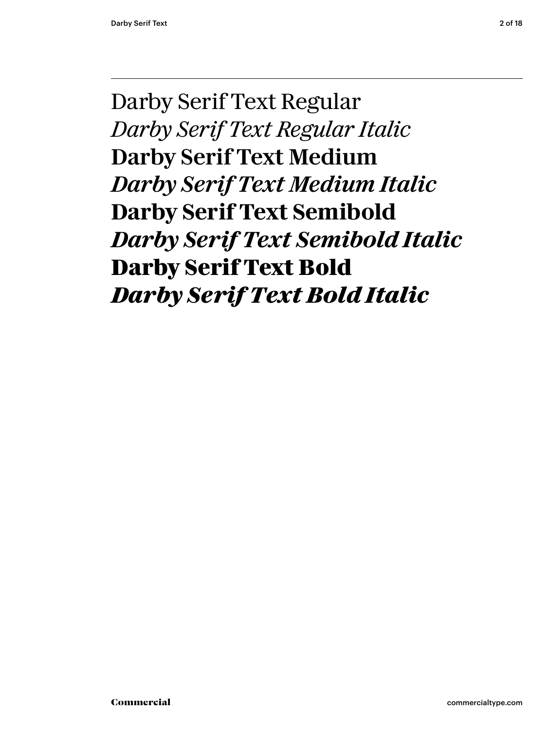Darby Serif Text Regular
*Darby Serif Text Regular Italic*
**Darby Serif Text Medium**
***Darby Serif Text Medium Italic***
**Darby Serif Text Semibold**
***Darby Serif Text Semibold Italic***
**Darby Serif Text Bold**
***Darby Serif Text Bold Italic***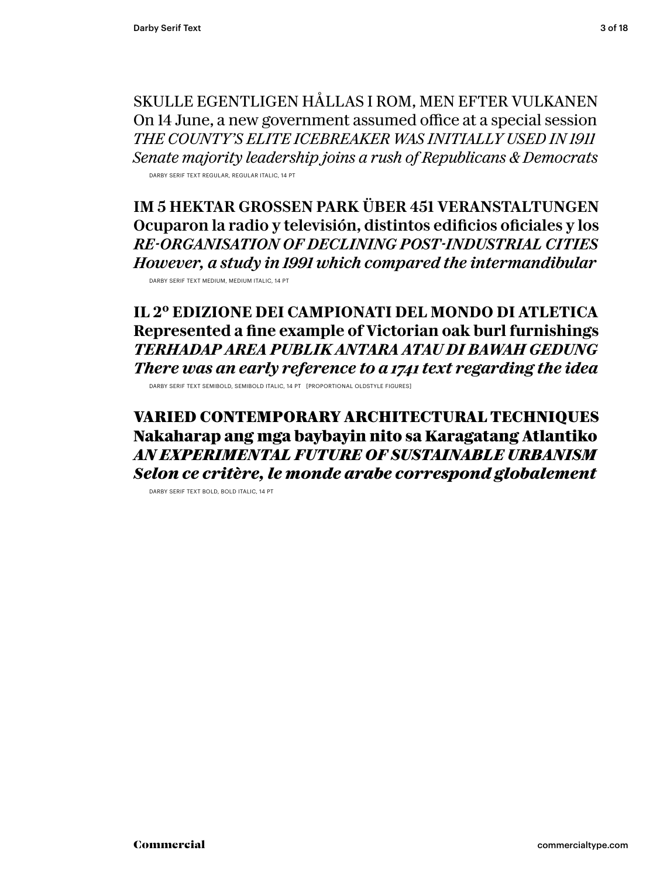SKULLE EGENTLIGEN HÅLLAS I ROM, MEN EFTER VULKANEN
On 14 June, a new government assumed office at a special session
*THE COUNTY'S ELITE ICEBREAKER WAS INITIALLY USED IN 1911*
*Senate majority leadership joins a rush of Republicans & Democrats*

DARBY SERIF TEXT REGULAR, REGULAR ITALIC, 14 PT

**IM 5 HEKTAR GROSSEN PARK ÜBER 451 VERANSTALTUNGEN**
**Ocuparon la radio y televisión, distintos edificios oficiales y los**
***RE-ORGANISATION OF DECLINING POST-INDUSTRIAL CITIES***
***However, a study in 1991 which compared the intermandibular***

DARBY SERIF TEXT MEDIUM, MEDIUM ITALIC, 14 PT

**IL 2º EDIZIONE DEI CAMPIONATI DEL MONDO DI ATLETICA**
**Represented a fine example of Victorian oak burl furnishings**
***TERHADAP AREA PUBLIK ANTARA ATAU DI BAWAH GEDUNG***
***There was an early reference to a 1741 text regarding the idea***

DARBY SERIF TEXT SEMIBOLD, SEMIBOLD ITALIC, 14 PT [PROPORTIONAL OLDSTYLE FIGURES]

**VARIED CONTEMPORARY ARCHITECTURAL TECHNIQUES**
**Nakaharap ang mga baybayin nito sa Karagatang Atlantiko**
***AN EXPERIMENTAL FUTURE OF SUSTAINABLE URBANISM***
***Selon ce critère, le monde arabe correspond globalement***

DARBY SERIF TEXT BOLD, BOLD ITALIC, 14 PT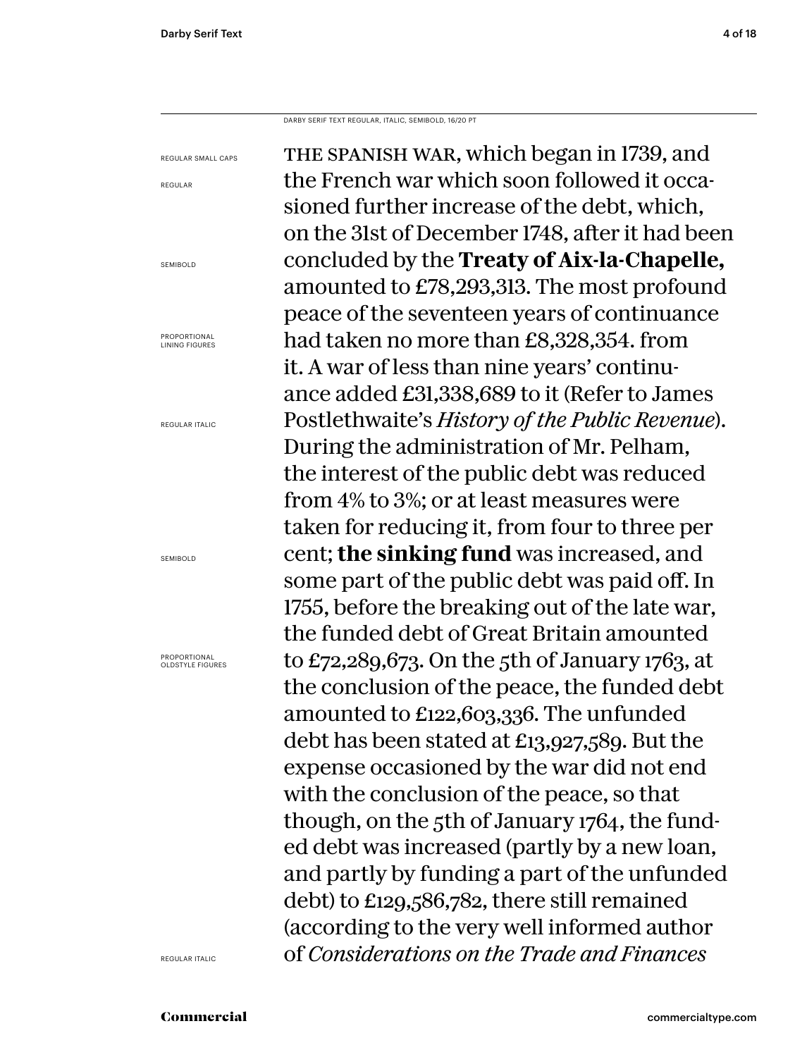DARBY SERIF TEXT REGULAR, ITALIC, SEMIBOLD, 16/20 PT

REGULAR SMALL CAPS
REGULAR
SEMIBOLD
PROPORTIONAL LINING FIGURES
REGULAR ITALIC
SEMIBOLD
PROPORTIONAL OLDSTYLE FIGURES
REGULAR ITALIC

THE SPANISH WAR, which began in 1739, and the French war which soon followed it occasioned further increase of the debt, which, on the 31st of December 1748, after it had been concluded by the **Treaty of Aix-la-Chapelle,** amounted to £78,293,313. The most profound peace of the seventeen years of continuance had taken no more than £8,328,354. from it. A war of less than nine years' continuance added £31,338,689 to it (Refer to James Postlethwaite's *History of the Public Revenue*). During the administration of Mr. Pelham, the interest of the public debt was reduced from 4% to 3%; or at least measures were taken for reducing it, from four to three per cent; **the sinking fund** was increased, and some part of the public debt was paid off. In 1755, before the breaking out of the late war, the funded debt of Great Britain amounted to £72,289,673. On the 5th of January 1763, at the conclusion of the peace, the funded debt amounted to £122,603,336. The unfunded debt has been stated at £13,927,589. But the expense occasioned by the war did not end with the conclusion of the peace, so that though, on the 5th of January 1764, the funded debt was increased (partly by a new loan, and partly by funding a part of the unfunded debt) to £129,586,782, there still remained (according to the very well informed author of *Considerations on the Trade and Finances*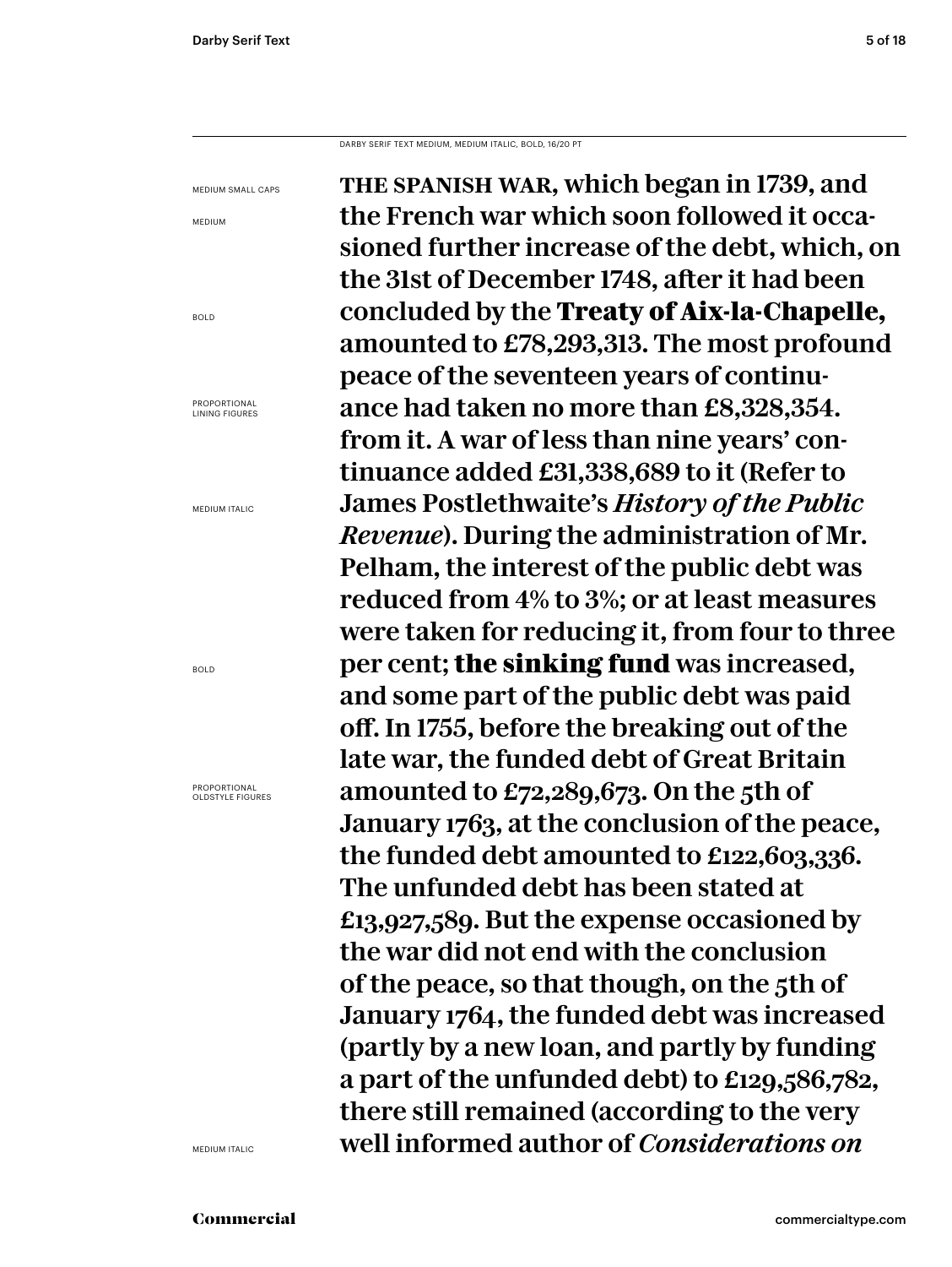DARBY SERIF TEXT MEDIUM, MEDIUM ITALIC, BOLD, 16/20 PT

MEDIUM SMALL CAPS

MEDIUM

BOLD

PROPORTIONAL LINING FIGURES

MEDIUM ITALIC

BOLD

PROPORTIONAL OLDSTYLE FIGURES

MEDIUM ITALIC

THE SPANISH WAR, which began in 1739, and the French war which soon followed it occasioned further increase of the debt, which, on the 31st of December 1748, after it had been concluded by the **Treaty of Aix-la-Chapelle,** amounted to £78,293,313. The most profound peace of the seventeen years of continuance had taken no more than £8,328,354. from it. A war of less than nine years' continuance added £31,338,689 to it (Refer to James Postlethwaite's *History of the Public Revenue*). During the administration of Mr. Pelham, the interest of the public debt was reduced from 4% to 3%; or at least measures were taken for reducing it, from four to three per cent; **the sinking fund** was increased, and some part of the public debt was paid off. In 1755, before the breaking out of the late war, the funded debt of Great Britain amounted to £72,289,673. On the 5th of January 1763, at the conclusion of the peace, the funded debt amounted to £122,603,336. The unfunded debt has been stated at £13,927,589. But the expense occasioned by the war did not end with the conclusion of the peace, so that though, on the 5th of January 1764, the funded debt was increased (partly by a new loan, and partly by funding a part of the unfunded debt) to £129,586,782, there still remained (according to the very well informed author of *Considerations on*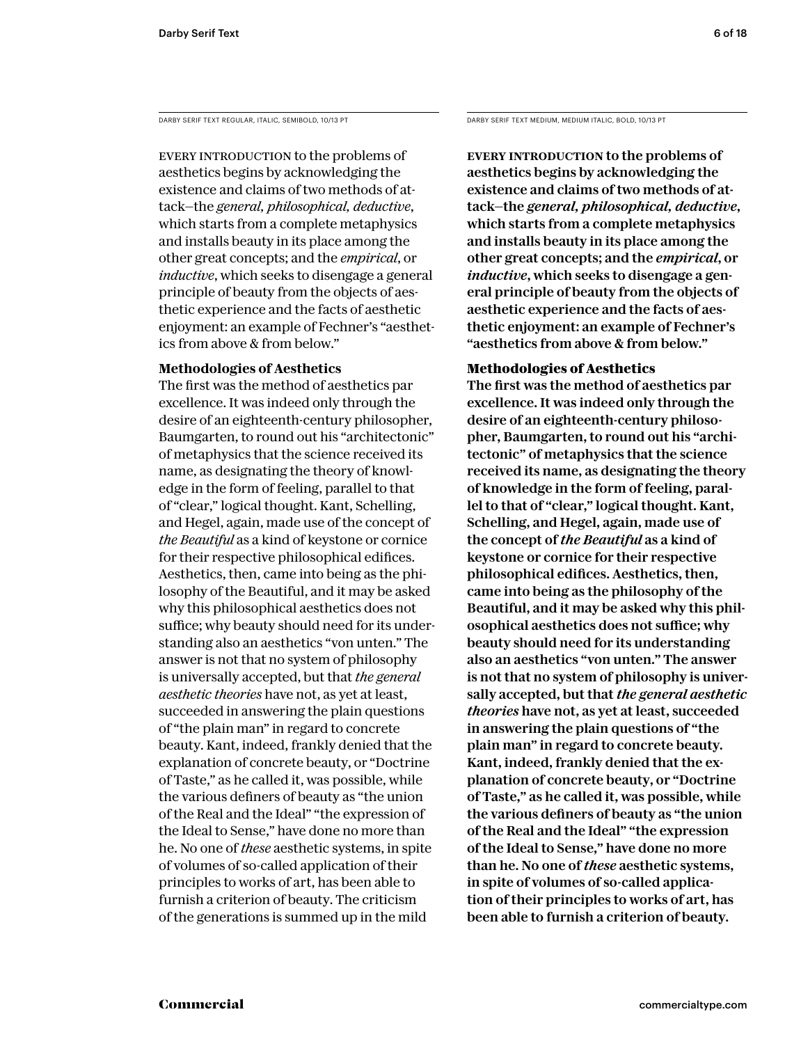DARBY SERIF TEXT REGULAR, ITALIC, SEMIBOLD, 10/13 PT

EVERY INTRODUCTION to the problems of aesthetics begins by acknowledging the existence and claims of two methods of attack—the *general, philosophical, deductive*, which starts from a complete metaphysics and installs beauty in its place among the other great concepts; and the *empirical*, or *inductive*, which seeks to disengage a general principle of beauty from the objects of aesthetic experience and the facts of aesthetic enjoyment: an example of Fechner's "aesthetics from above & from below."

**Methodologies of Aesthetics**

The first was the method of aesthetics par excellence. It was indeed only through the desire of an eighteenth-century philosopher, Baumgarten, to round out his "architectonic" of metaphysics that the science received its name, as designating the theory of knowledge in the form of feeling, parallel to that of "clear," logical thought. Kant, Schelling, and Hegel, again, made use of the concept of *the Beautiful* as a kind of keystone or cornice for their respective philosophical edifices. Aesthetics, then, came into being as the philosophy of the Beautiful, and it may be asked why this philosophical aesthetics does not suffice; why beauty should need for its understanding also an aesthetics "von unten." The answer is not that no system of philosophy is universally accepted, but that *the general aesthetic theories* have not, as yet at least, succeeded in answering the plain questions of "the plain man" in regard to concrete beauty. Kant, indeed, frankly denied that the explanation of concrete beauty, or "Doctrine of Taste," as he called it, was possible, while the various definers of beauty as "the union of the Real and the Ideal" "the expression of the Ideal to Sense," have done no more than he. No one of *these* aesthetic systems, in spite of volumes of so-called application of their principles to works of art, has been able to furnish a criterion of beauty. The criticism of the generations is summed up in the mild

DARBY SERIF TEXT MEDIUM, MEDIUM ITALIC, BOLD, 10/13 PT

**EVERY INTRODUCTION to the problems of aesthetics begins by acknowledging the existence and claims of two methods of attack—the *general, philosophical, deductive*, which starts from a complete metaphysics and installs beauty in its place among the other great concepts; and the *empirical*, or *inductive*, which seeks to disengage a general principle of beauty from the objects of aesthetic experience and the facts of aesthetic enjoyment: an example of Fechner's "aesthetics from above & from below."**

**Methodologies of Aesthetics**

**The first was the method of aesthetics par excellence. It was indeed only through the desire of an eighteenth-century philosopher, Baumgarten, to round out his "architectonic" of metaphysics that the science received its name, as designating the theory of knowledge in the form of feeling, parallel to that of "clear," logical thought. Kant, Schelling, and Hegel, again, made use of the concept of *the Beautiful* as a kind of keystone or cornice for their respective philosophical edifices. Aesthetics, then, came into being as the philosophy of the Beautiful, and it may be asked why this philosophical aesthetics does not suffice; why beauty should need for its understanding also an aesthetics "von unten." The answer is not that no system of philosophy is universally accepted, but that *the general aesthetic theories* have not, as yet at least, succeeded in answering the plain questions of "the plain man" in regard to concrete beauty. Kant, indeed, frankly denied that the explanation of concrete beauty, or "Doctrine of Taste," as he called it, was possible, while the various definers of beauty as "the union of the Real and the Ideal" "the expression of the Ideal to Sense," have done no more than he. No one of *these* aesthetic systems, in spite of volumes of so-called application of their principles to works of art, has been able to furnish a criterion of beauty.**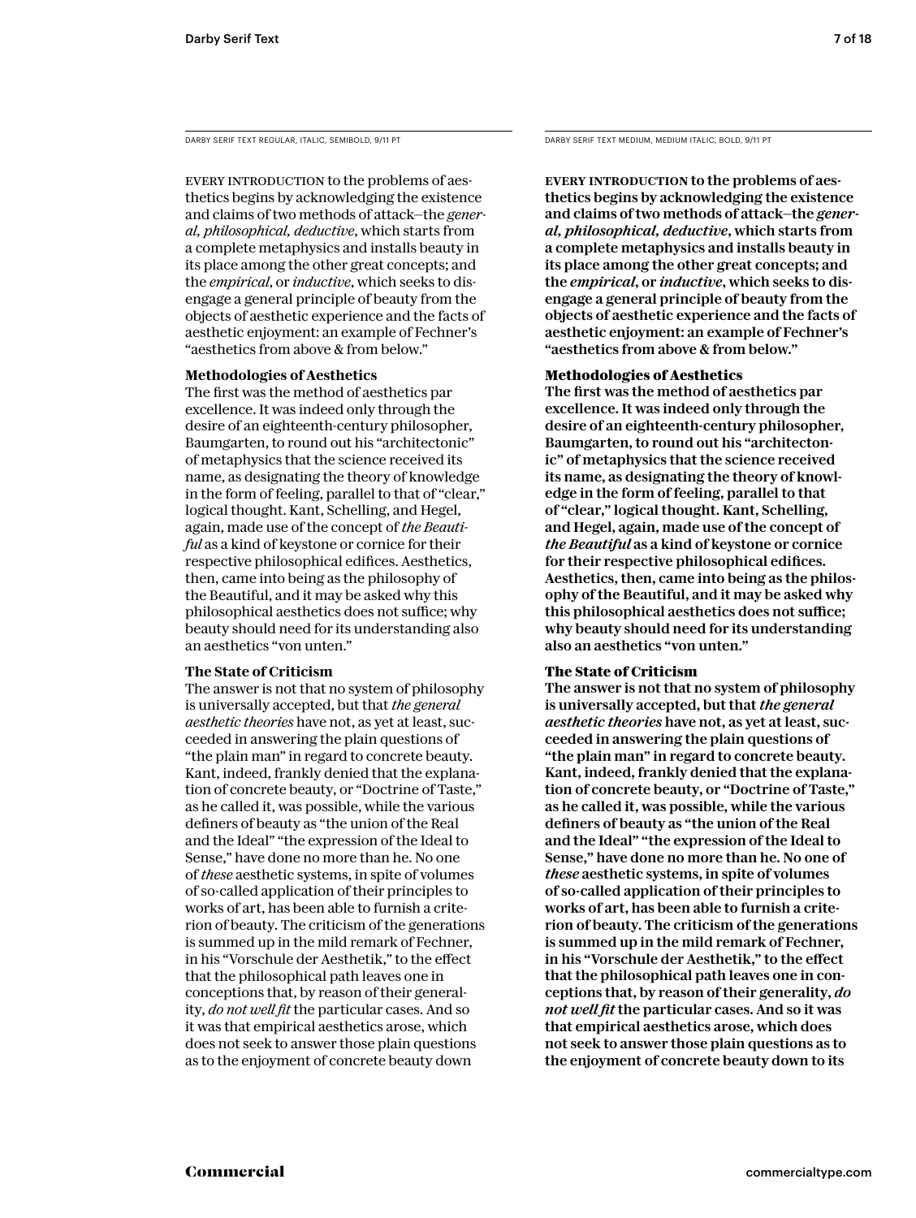DARBY SERIF TEXT REGULAR, ITALIC, SEMIBOLD, 9/11 PT

EVERY INTRODUCTION to the problems of aesthetics begins by acknowledging the existence and claims of two methods of attack—the *general, philosophical, deductive*, which starts from a complete metaphysics and installs beauty in its place among the other great concepts; and the *empirical*, or *inductive*, which seeks to disengage a general principle of beauty from the objects of aesthetic experience and the facts of aesthetic enjoyment: an example of Fechner's "aesthetics from above & from below."

**Methodologies of Aesthetics**

The first was the method of aesthetics par excellence. It was indeed only through the desire of an eighteenth-century philosopher, Baumgarten, to round out his "architectonic" of metaphysics that the science received its name, as designating the theory of knowledge in the form of feeling, parallel to that of "clear," logical thought. Kant, Schelling, and Hegel, again, made use of the concept of *the Beautiful* as a kind of keystone or cornice for their respective philosophical edifices. Aesthetics, then, came into being as the philosophy of the Beautiful, and it may be asked why this philosophical aesthetics does not suffice; why beauty should need for its understanding also an aesthetics "von unten."

**The State of Criticism**

The answer is not that no system of philosophy is universally accepted, but that *the general aesthetic theories* have not, as yet at least, succeeded in answering the plain questions of "the plain man" in regard to concrete beauty. Kant, indeed, frankly denied that the explanation of concrete beauty, or "Doctrine of Taste," as he called it, was possible, while the various definers of beauty as "the union of the Real and the Ideal" "the expression of the Ideal to Sense," have done no more than he. No one of *these* aesthetic systems, in spite of volumes of so-called application of their principles to works of art, has been able to furnish a criterion of beauty. The criticism of the generations is summed up in the mild remark of Fechner, in his "Vorschule der Aesthetik," to the effect that the philosophical path leaves one in conceptions that, by reason of their generality, *do not well fit* the particular cases. And so it was that empirical aesthetics arose, which does not seek to answer those plain questions as to the enjoyment of concrete beauty down

DARBY SERIF TEXT MEDIUM, MEDIUM ITALIC, BOLD, 9/11 PT

EVERY INTRODUCTION to the problems of aesthetics begins by acknowledging the existence and claims of two methods of attack—the *general, philosophical, deductive*, which starts from a complete metaphysics and installs beauty in its place among the other great concepts; and the *empirical*, or *inductive*, which seeks to disengage a general principle of beauty from the objects of aesthetic experience and the facts of aesthetic enjoyment: an example of Fechner's "aesthetics from above & from below."

**Methodologies of Aesthetics**

The first was the method of aesthetics par excellence. It was indeed only through the desire of an eighteenth-century philosopher, Baumgarten, to round out his "architectonic" of metaphysics that the science received its name, as designating the theory of knowledge in the form of feeling, parallel to that of "clear," logical thought. Kant, Schelling, and Hegel, again, made use of the concept of *the Beautiful* as a kind of keystone or cornice for their respective philosophical edifices. Aesthetics, then, came into being as the philosophy of the Beautiful, and it may be asked why this philosophical aesthetics does not suffice; why beauty should need for its understanding also an aesthetics "von unten."

**The State of Criticism**

The answer is not that no system of philosophy is universally accepted, but that *the general aesthetic theories* have not, as yet at least, succeeded in answering the plain questions of "the plain man" in regard to concrete beauty. Kant, indeed, frankly denied that the explanation of concrete beauty, or "Doctrine of Taste," as he called it, was possible, while the various definers of beauty as "the union of the Real and the Ideal" "the expression of the Ideal to Sense," have done no more than he. No one of *these* aesthetic systems, in spite of volumes of so-called application of their principles to works of art, has been able to furnish a criterion of beauty. The criticism of the generations is summed up in the mild remark of Fechner, in his "Vorschule der Aesthetik," to the effect that the philosophical path leaves one in conceptions that, by reason of their generality, *do not well fit* the particular cases. And so it was that empirical aesthetics arose, which does not seek to answer those plain questions as to the enjoyment of concrete beauty down to its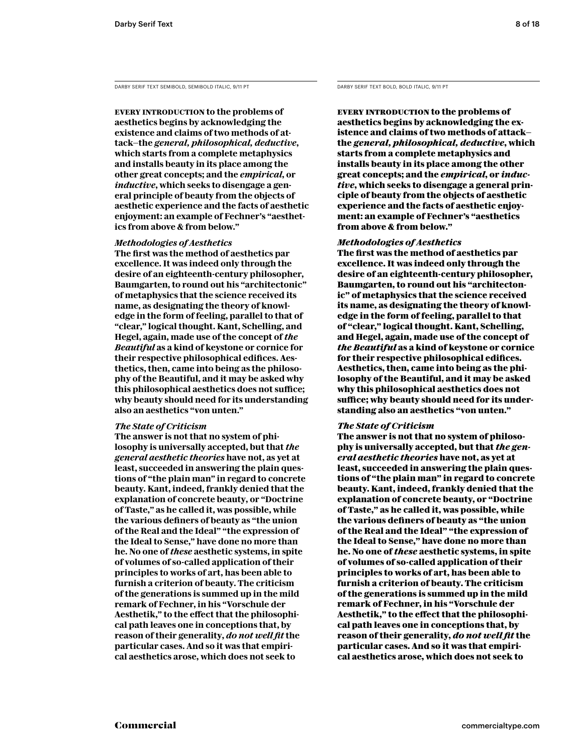DARBY SERIF TEXT SEMIBOLD, SEMIBOLD ITALIC, 9/11 PT

**EVERY INTRODUCTION to the problems of aesthetics begins by acknowledging the existence and claims of two methods of attack—the *general, philosophical, deductive*, which starts from a complete metaphysics and installs beauty in its place among the other great concepts; and the *empirical*, or *inductive*, which seeks to disengage a general principle of beauty from the objects of aesthetic experience and the facts of aesthetic enjoyment: an example of Fechner's "aesthetics from above & from below."**

***Methodologies of Aesthetics***

**The first was the method of aesthetics par excellence. It was indeed only through the desire of an eighteenth-century philosopher, Baumgarten, to round out his "architectonic" of metaphysics that the science received its name, as designating the theory of knowledge in the form of feeling, parallel to that of "clear," logical thought. Kant, Schelling, and Hegel, again, made use of the concept of *the Beautiful* as a kind of keystone or cornice for their respective philosophical edifices. Aesthetics, then, came into being as the philosophy of the Beautiful, and it may be asked why this philosophical aesthetics does not suffice; why beauty should need for its understanding also an aesthetics "von unten."**

***The State of Criticism***

**The answer is not that no system of philosophy is universally accepted, but that *the general aesthetic theories* have not, as yet at least, succeeded in answering the plain questions of "the plain man" in regard to concrete beauty. Kant, indeed, frankly denied that the explanation of concrete beauty, or "Doctrine of Taste," as he called it, was possible, while the various definers of beauty as "the union of the Real and the Ideal" "the expression of the Ideal to Sense," have done no more than he. No one of *these* aesthetic systems, in spite of volumes of so-called application of their principles to works of art, has been able to furnish a criterion of beauty. The criticism of the generations is summed up in the mild remark of Fechner, in his "Vorschule der Aesthetik," to the effect that the philosophical path leaves one in conceptions that, by reason of their generality, *do not well fit* the particular cases. And so it was that empirical aesthetics arose, which does not seek to**

DARBY SERIF TEXT BOLD, BOLD ITALIC, 9/11 PT

**EVERY INTRODUCTION to the problems of aesthetics begins by acknowledging the existence and claims of two methods of attack—the *general, philosophical, deductive*, which starts from a complete metaphysics and installs beauty in its place among the other great concepts; and the *empirical*, or *inductive*, which seeks to disengage a general principle of beauty from the objects of aesthetic experience and the facts of aesthetic enjoyment: an example of Fechner's "aesthetics from above & from below."**

***Methodologies of Aesthetics***

**The first was the method of aesthetics par excellence. It was indeed only through the desire of an eighteenth-century philosopher, Baumgarten, to round out his "architectonic" of metaphysics that the science received its name, as designating the theory of knowledge in the form of feeling, parallel to that of "clear," logical thought. Kant, Schelling, and Hegel, again, made use of the concept of *the Beautiful* as a kind of keystone or cornice for their respective philosophical edifices. Aesthetics, then, came into being as the philosophy of the Beautiful, and it may be asked why this philosophical aesthetics does not suffice; why beauty should need for its understanding also an aesthetics "von unten."**

***The State of Criticism***

**The answer is not that no system of philosophy is universally accepted, but that *the general aesthetic theories* have not, as yet at least, succeeded in answering the plain questions of "the plain man" in regard to concrete beauty. Kant, indeed, frankly denied that the explanation of concrete beauty, or "Doctrine of Taste," as he called it, was possible, while the various definers of beauty as "the union of the Real and the Ideal" "the expression of the Ideal to Sense," have done no more than he. No one of *these* aesthetic systems, in spite of volumes of so-called application of their principles to works of art, has been able to furnish a criterion of beauty. The criticism of the generations is summed up in the mild remark of Fechner, in his "Vorschule der Aesthetik," to the effect that the philosophical path leaves one in conceptions that, by reason of their generality, *do not well fit* the particular cases. And so it was that empirical aesthetics arose, which does not seek to**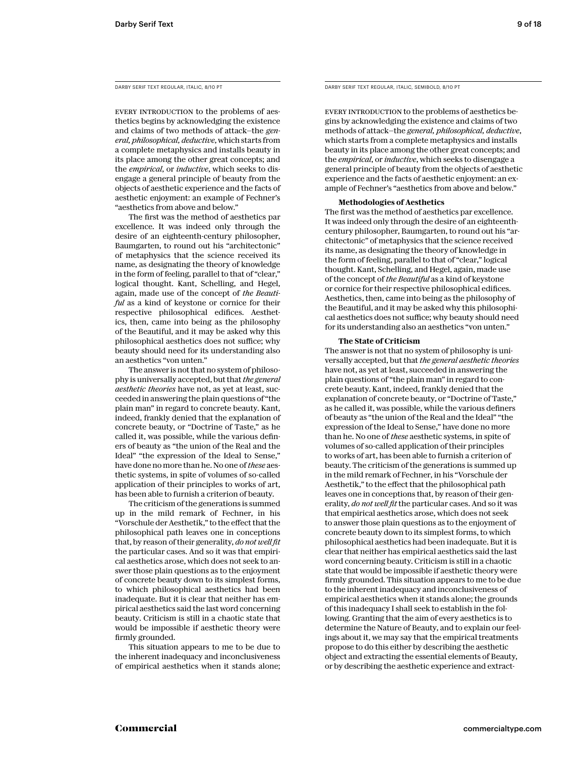DARBY SERIF TEXT REGULAR, ITALIC, 8/10 PT

EVERY INTRODUCTION to the problems of aesthetics begins by acknowledging the existence and claims of two methods of attack—the *general, philosophical, deductive*, which starts from a complete metaphysics and installs beauty in its place among the other great concepts; and the *empirical*, or *inductive*, which seeks to disengage a general principle of beauty from the objects of aesthetic experience and the facts of aesthetic enjoyment: an example of Fechner's "aesthetics from above and below."

The first was the method of aesthetics par excellence. It was indeed only through the desire of an eighteenth-century philosopher, Baumgarten, to round out his "architectonic" of metaphysics that the science received its name, as designating the theory of knowledge in the form of feeling, parallel to that of "clear," logical thought. Kant, Schelling, and Hegel, again, made use of the concept of *the Beautiful* as a kind of keystone or cornice for their respective philosophical edifices. Aesthetics, then, came into being as the philosophy of the Beautiful, and it may be asked why this philosophical aesthetics does not suffice; why beauty should need for its understanding also an aesthetics "von unten."

The answer is not that no system of philosophy is universally accepted, but that *the general aesthetic theories* have not, as yet at least, succeeded in answering the plain questions of "the plain man" in regard to concrete beauty. Kant, indeed, frankly denied that the explanation of concrete beauty, or "Doctrine of Taste," as he called it, was possible, while the various definers of beauty as "the union of the Real and the Ideal" "the expression of the Ideal to Sense," have done no more than he. No one of *these* aesthetic systems, in spite of volumes of so-called application of their principles to works of art, has been able to furnish a criterion of beauty.

The criticism of the generations is summed up in the mild remark of Fechner, in his "Vorschule der Aesthetik," to the effect that the philosophical path leaves one in conceptions that, by reason of their generality, *do not well fit* the particular cases. And so it was that empirical aesthetics arose, which does not seek to answer those plain questions as to the enjoyment of concrete beauty down to its simplest forms, to which philosophical aesthetics had been inadequate. But it is clear that neither has empirical aesthetics said the last word concerning beauty. Criticism is still in a chaotic state that would be impossible if aesthetic theory were firmly grounded.

This situation appears to me to be due to the inherent inadequacy and inconclusiveness of empirical aesthetics when it stands alone;

DARBY SERIF TEXT REGULAR, ITALIC, SEMIBOLD, 8/10 PT

EVERY INTRODUCTION to the problems of aesthetics begins by acknowledging the existence and claims of two methods of attack—the *general, philosophical, deductive*, which starts from a complete metaphysics and installs beauty in its place among the other great concepts; and the *empirical*, or *inductive*, which seeks to disengage a general principle of beauty from the objects of aesthetic experience and the facts of aesthetic enjoyment: an example of Fechner's "aesthetics from above and below."

**Methodologies of Aesthetics**

The first was the method of aesthetics par excellence. It was indeed only through the desire of an eighteenth-century philosopher, Baumgarten, to round out his "architectonic" of metaphysics that the science received its name, as designating the theory of knowledge in the form of feeling, parallel to that of "clear," logical thought. Kant, Schelling, and Hegel, again, made use of the concept of *the Beautiful* as a kind of keystone or cornice for their respective philosophical edifices. Aesthetics, then, came into being as the philosophy of the Beautiful, and it may be asked why this philosophical aesthetics does not suffice; why beauty should need for its understanding also an aesthetics "von unten."

**The State of Criticism**

The answer is not that no system of philosophy is universally accepted, but that *the general aesthetic theories* have not, as yet at least, succeeded in answering the plain questions of "the plain man" in regard to concrete beauty. Kant, indeed, frankly denied that the explanation of concrete beauty, or "Doctrine of Taste," as he called it, was possible, while the various definers of beauty as "the union of the Real and the Ideal" "the expression of the Ideal to Sense," have done no more than he. No one of *these* aesthetic systems, in spite of volumes of so-called application of their principles to works of art, has been able to furnish a criterion of beauty. The criticism of the generations is summed up in the mild remark of Fechner, in his "Vorschule der Aesthetik," to the effect that the philosophical path leaves one in conceptions that, by reason of their generality, *do not well fit* the particular cases. And so it was that empirical aesthetics arose, which does not seek to answer those plain questions as to the enjoyment of concrete beauty down to its simplest forms, to which philosophical aesthetics had been inadequate. But it is clear that neither has empirical aesthetics said the last word concerning beauty. Criticism is still in a chaotic state that would be impossible if aesthetic theory were firmly grounded. This situation appears to me to be due to the inherent inadequacy and inconclusiveness of empirical aesthetics when it stands alone; the grounds of this inadequacy I shall seek to establish in the following. Granting that the aim of every aesthetics is to determine the Nature of Beauty, and to explain our feelings about it, we may say that the empirical treatments propose to do this either by describing the aesthetic object and extracting the essential elements of Beauty, or by describing the aesthetic experience and extract-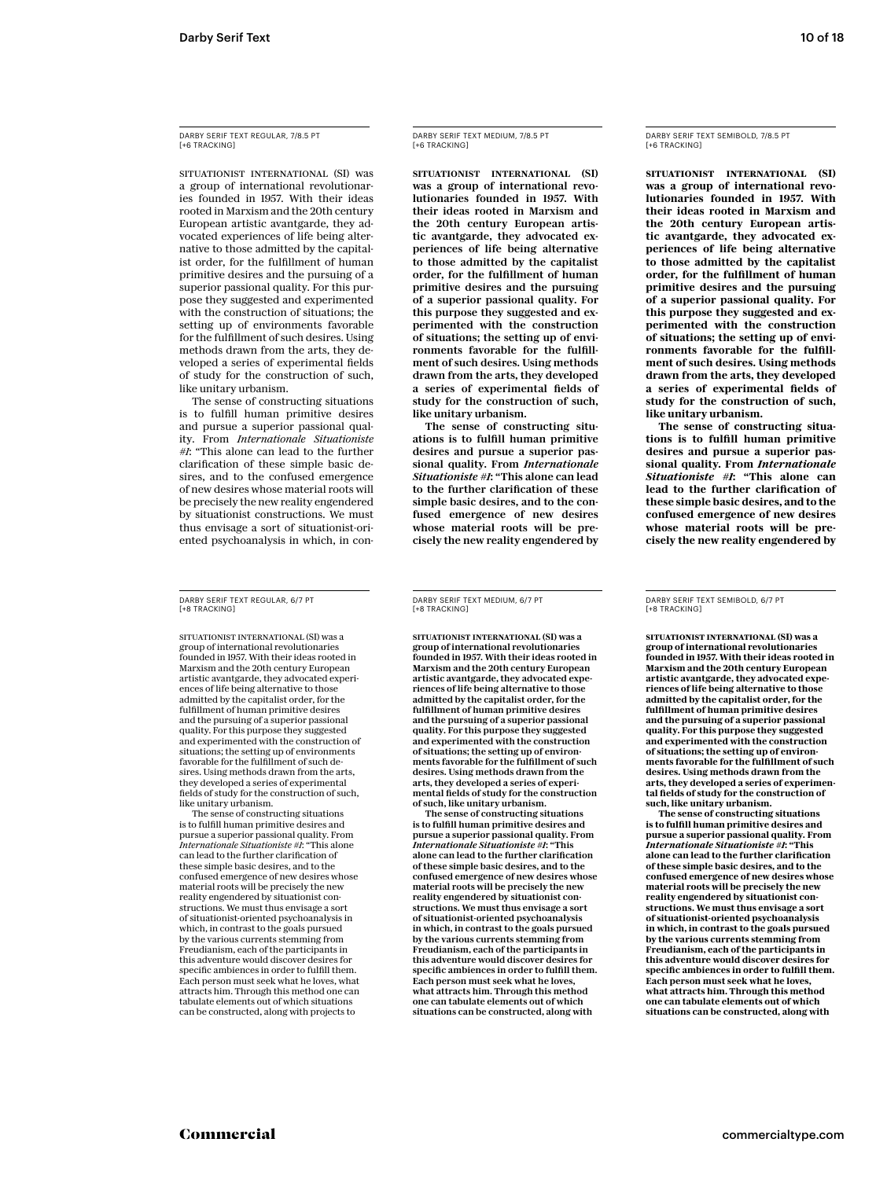DARBY SERIF TEXT REGULAR, 7/8.5 PT [+6 TRACKING]

SITUATIONIST INTERNATIONAL (SI) was a group of international revolutionaries founded in 1957. With their ideas rooted in Marxism and the 20th century European artistic avantgarde, they advocated experiences of life being alternative to those admitted by the capitalist order, for the fulfillment of human primitive desires and the pursuing of a superior passional quality. For this purpose they suggested and experimented with the construction of situations; the setting up of environments favorable for the fulfillment of such desires. Using methods drawn from the arts, they developed a series of experimental fields of study for the construction of such, like unitary urbanism.

The sense of constructing situations is to fulfill human primitive desires and pursue a superior passional quality. From *Internationale Situationiste #1*: "This alone can lead to the further clarification of these simple basic desires, and to the confused emergence of new desires whose material roots will be precisely the new reality engendered by situationist constructions. We must thus envisage a sort of situationist-oriented psychoanalysis in which, in con-

DARBY SERIF TEXT MEDIUM, 7/8.5 PT [+6 TRACKING]

**SITUATIONIST INTERNATIONAL (SI) was a group of international revolutionaries founded in 1957. With their ideas rooted in Marxism and the 20th century European artistic avantgarde, they advocated experiences of life being alternative to those admitted by the capitalist order, for the fulfillment of human primitive desires and the pursuing of a superior passional quality. For this purpose they suggested and experimented with the construction of situations; the setting up of environments favorable for the fulfillment of such desires. Using methods drawn from the arts, they developed a series of experimental fields of study for the construction of such, like unitary urbanism.**

**The sense of constructing situations is to fulfill human primitive desires and pursue a superior passional quality. From *Internationale Situationiste #1*: "This alone can lead to the further clarification of these simple basic desires, and to the confused emergence of new desires whose material roots will be precisely the new reality engendered by**

DARBY SERIF TEXT SEMIBOLD, 7/8.5 PT [+6 TRACKING]

**SITUATIONIST INTERNATIONAL (SI) was a group of international revolutionaries founded in 1957. With their ideas rooted in Marxism and the 20th century European artistic avantgarde, they advocated experiences of life being alternative to those admitted by the capitalist order, for the fulfillment of human primitive desires and the pursuing of a superior passional quality. For this purpose they suggested and experimented with the construction of situations; the setting up of environments favorable for the fulfillment of such desires. Using methods drawn from the arts, they developed a series of experimental fields of study for the construction of such, like unitary urbanism.**

**The sense of constructing situations is to fulfill human primitive desires and pursue a superior passional quality. From *Internationale Situationiste #1*: "This alone can lead to the further clarification of these simple basic desires, and to the confused emergence of new desires whose material roots will be precisely the new reality engendered by**

DARBY SERIF TEXT REGULAR, 6/7 PT [+8 TRACKING]

SITUATIONIST INTERNATIONAL (SI) was a group of international revolutionaries founded in 1957. With their ideas rooted in Marxism and the 20th century European artistic avantgarde, they advocated experiences of life being alternative to those admitted by the capitalist order, for the fulfillment of human primitive desires and the pursuing of a superior passional quality. For this purpose they suggested and experimented with the construction of situations; the setting up of environments favorable for the fulfillment of such desires. Using methods drawn from the arts, they developed a series of experimental fields of study for the construction of such, like unitary urbanism.

The sense of constructing situations is to fulfill human primitive desires and pursue a superior passional quality. From *Internationale Situationiste #1*: "This alone can lead to the further clarification of these simple basic desires, and to the confused emergence of new desires whose material roots will be precisely the new reality engendered by situationist constructions. We must thus envisage a sort of situationist-oriented psychoanalysis in which, in contrast to the goals pursued by the various currents stemming from Freudianism, each of the participants in this adventure would discover desires for specific ambiences in order to fulfill them. Each person must seek what he loves, what attracts him. Through this method one can tabulate elements out of which situations can be constructed, along with projects to

DARBY SERIF TEXT MEDIUM, 6/7 PT [+8 TRACKING]

**SITUATIONIST INTERNATIONAL (SI) was a group of international revolutionaries founded in 1957. With their ideas rooted in Marxism and the 20th century European artistic avantgarde, they advocated experiences of life being alternative to those admitted by the capitalist order, for the fulfillment of human primitive desires and the pursuing of a superior passional quality. For this purpose they suggested and experimented with the construction of situations; the setting up of environments favorable for the fulfillment of such desires. Using methods drawn from the arts, they developed a series of experimental fields of study for the construction of such, like unitary urbanism.**

**The sense of constructing situations is to fulfill human primitive desires and pursue a superior passional quality. From *Internationale Situationiste #1*: "This alone can lead to the further clarification of these simple basic desires, and to the confused emergence of new desires whose material roots will be precisely the new reality engendered by situationist constructions. We must thus envisage a sort of situationist-oriented psychoanalysis in which, in contrast to the goals pursued by the various currents stemming from Freudianism, each of the participants in this adventure would discover desires for specific ambiences in order to fulfill them. Each person must seek what he loves, what attracts him. Through this method one can tabulate elements out of which situations can be constructed, along with**

DARBY SERIF TEXT SEMIBOLD, 6/7 PT [+8 TRACKING]

**SITUATIONIST INTERNATIONAL (SI) was a group of international revolutionaries founded in 1957. With their ideas rooted in Marxism and the 20th century European artistic avantgarde, they advocated experiences of life being alternative to those admitted by the capitalist order, for the fulfillment of human primitive desires and the pursuing of a superior passional quality. For this purpose they suggested and experimented with the construction of situations; the setting up of environments favorable for the fulfillment of such desires. Using methods drawn from the arts, they developed a series of experimental fields of study for the construction of such, like unitary urbanism.**

**The sense of constructing situations is to fulfill human primitive desires and pursue a superior passional quality. From *Internationale Situationiste #1*: "This alone can lead to the further clarification of these simple basic desires, and to the confused emergence of new desires whose material roots will be precisely the new reality engendered by situationist constructions. We must thus envisage a sort of situationist-oriented psychoanalysis in which, in contrast to the goals pursued by the various currents stemming from Freudianism, each of the participants in this adventure would discover desires for specific ambiences in order to fulfill them. Each person must seek what he loves, what attracts him. Through this method one can tabulate elements out of which situations can be constructed, along with**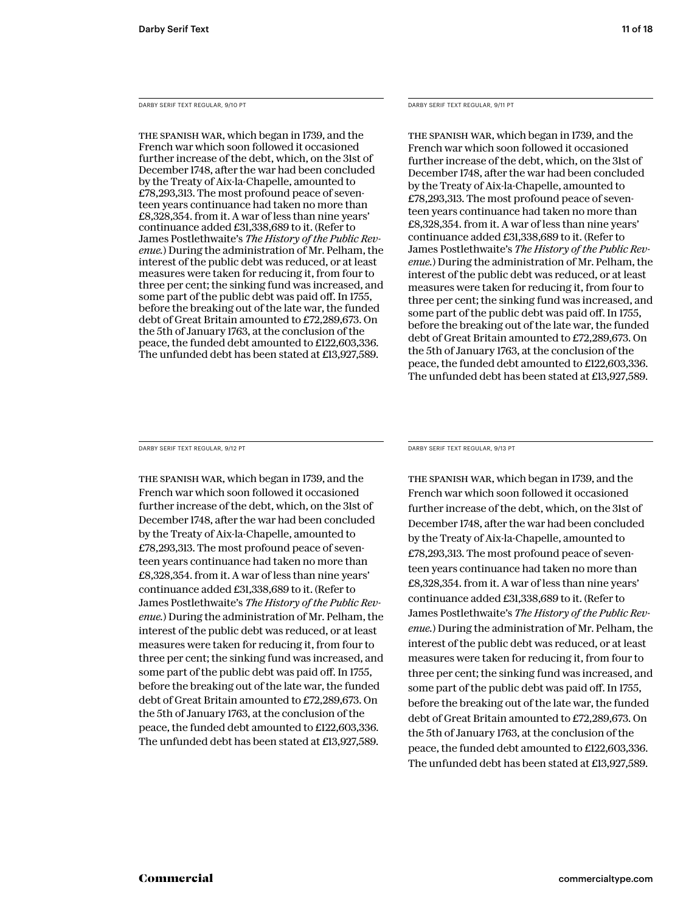DARBY SERIF TEXT REGULAR, 9/10 PT

THE SPANISH WAR, which began in 1739, and the French war which soon followed it occasioned further increase of the debt, which, on the 31st of December 1748, after the war had been concluded by the Treaty of Aix-la-Chapelle, amounted to £78,293,313. The most profound peace of seventeen years continuance had taken no more than £8,328,354. from it. A war of less than nine years' continuance added £31,338,689 to it. (Refer to James Postlethwaite's *The History of the Public Revenue.*) During the administration of Mr. Pelham, the interest of the public debt was reduced, or at least measures were taken for reducing it, from four to three per cent; the sinking fund was increased, and some part of the public debt was paid off. In 1755, before the breaking out of the late war, the funded debt of Great Britain amounted to £72,289,673. On the 5th of January 1763, at the conclusion of the peace, the funded debt amounted to £122,603,336. The unfunded debt has been stated at £13,927,589.

DARBY SERIF TEXT REGULAR, 9/11 PT

THE SPANISH WAR, which began in 1739, and the French war which soon followed it occasioned further increase of the debt, which, on the 31st of December 1748, after the war had been concluded by the Treaty of Aix-la-Chapelle, amounted to £78,293,313. The most profound peace of seventeen years continuance had taken no more than £8,328,354. from it. A war of less than nine years' continuance added £31,338,689 to it. (Refer to James Postlethwaite's *The History of the Public Revenue.*) During the administration of Mr. Pelham, the interest of the public debt was reduced, or at least measures were taken for reducing it, from four to three per cent; the sinking fund was increased, and some part of the public debt was paid off. In 1755, before the breaking out of the late war, the funded debt of Great Britain amounted to £72,289,673. On the 5th of January 1763, at the conclusion of the peace, the funded debt amounted to £122,603,336. The unfunded debt has been stated at £13,927,589.

DARBY SERIF TEXT REGULAR, 9/12 PT

THE SPANISH WAR, which began in 1739, and the French war which soon followed it occasioned further increase of the debt, which, on the 31st of December 1748, after the war had been concluded by the Treaty of Aix-la-Chapelle, amounted to £78,293,313. The most profound peace of seventeen years continuance had taken no more than £8,328,354. from it. A war of less than nine years' continuance added £31,338,689 to it. (Refer to James Postlethwaite's *The History of the Public Revenue.*) During the administration of Mr. Pelham, the interest of the public debt was reduced, or at least measures were taken for reducing it, from four to three per cent; the sinking fund was increased, and some part of the public debt was paid off. In 1755, before the breaking out of the late war, the funded debt of Great Britain amounted to £72,289,673. On the 5th of January 1763, at the conclusion of the peace, the funded debt amounted to £122,603,336. The unfunded debt has been stated at £13,927,589.

DARBY SERIF TEXT REGULAR, 9/13 PT

THE SPANISH WAR, which began in 1739, and the French war which soon followed it occasioned further increase of the debt, which, on the 31st of December 1748, after the war had been concluded by the Treaty of Aix-la-Chapelle, amounted to £78,293,313. The most profound peace of seventeen years continuance had taken no more than £8,328,354. from it. A war of less than nine years' continuance added £31,338,689 to it. (Refer to James Postlethwaite's *The History of the Public Revenue.*) During the administration of Mr. Pelham, the interest of the public debt was reduced, or at least measures were taken for reducing it, from four to three per cent; the sinking fund was increased, and some part of the public debt was paid off. In 1755, before the breaking out of the late war, the funded debt of Great Britain amounted to £72,289,673. On the 5th of January 1763, at the conclusion of the peace, the funded debt amounted to £122,603,336. The unfunded debt has been stated at £13,927,589.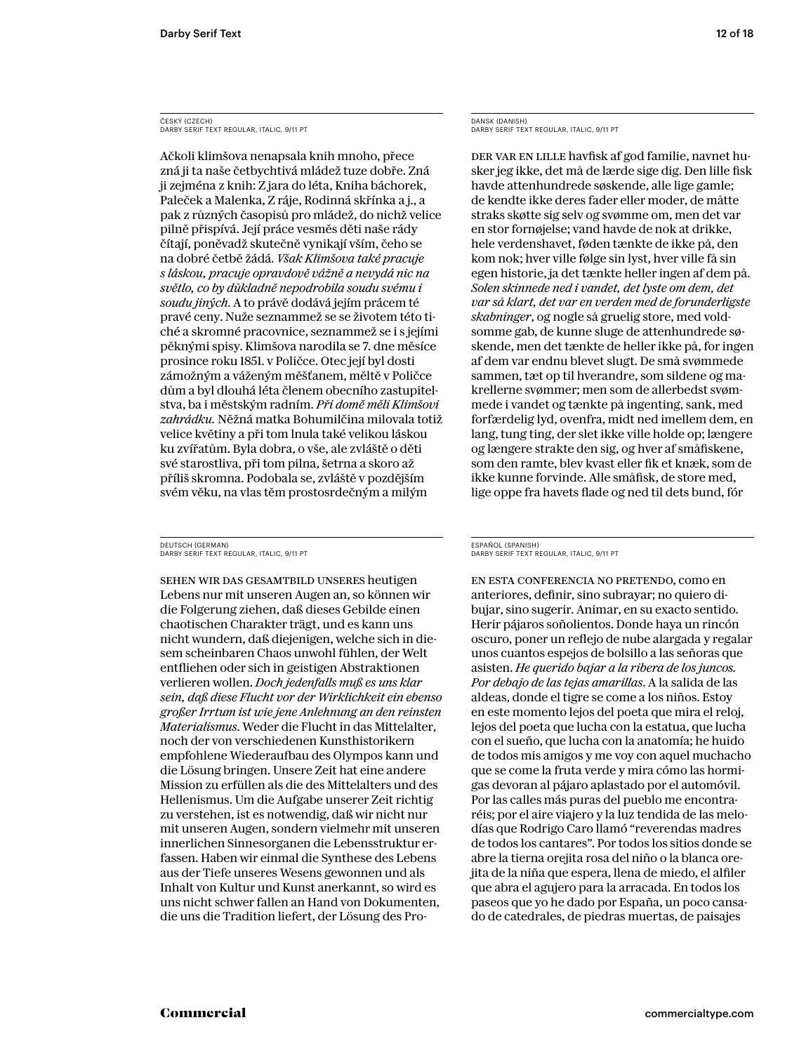ČESKÝ (CZECH)
DARBY SERIF TEXT REGULAR, ITALIC, 9/11 PT

Ačkoli klimšova nenapsala knih mnoho, přece zná ji ta naše četbychtivá mládež tuze dobře. Zná ji zejména z knih: Z jara do léta, Kniha báchorek, Paleček a Malenka, Z ráje, Rodinná skřínka a j., a pak z různých časopisů pro mládež, do nichž velice pilně přispívá. Její práce vesměs děti naše rády čítají, poněvadž skutečně vynikají vším, čeho se na dobré četbě žádá. *Však Klimšova také pracuje s láskou, pracuje opravdově vážně a nevydá nic na světlo, co by důkladně nepodrobila soudu svému i soudu jiných.* A to právě dodává jejím prácem té pravé ceny. Nuže seznammež se se životem této tiché a skromné pracovnice, seznammež se i s jejími pěknými spisy. Klimšova narodila se 7. dne měsíce prosince roku 1851. v Poličce. Otec její byl dosti zámožným a váženým měšťanem, měltě v Poličce dům a byl dlouhá léta členem obecního zastupitelstva, ba i městským radním. *Při domě měli Klimšovi zahrádku.* Něžná matka Bohumilčina milovala totiž velice květiny a při tom lnula také velikou láskou ku zvířatům. Byla dobra, o vše, ale zvláště o děti své starostliva, při tom pilna, šetrna a skoro až příliš skromna. Podobala se, zvláště v pozdějším svém věku, na vlas těm prostosrdečným a milým

DANSK (DANISH)
DARBY SERIF TEXT REGULAR, ITALIC, 9/11 PT

DER VAR EN LILLE havfisk af god familie, navnet husker jeg ikke, det må de lærde sige dig. Den lille fisk havde attenhundrede søskende, alle lige gamle; de kendte ikke deres fader eller moder, de måtte straks skøtte sig selv og svømme om, men det var en stor fornøjelse; vand havde de nok at drikke, hele verdenshavet, føden tænkte de ikke på, den kom nok; hver ville følge sin lyst, hver ville få sin egen historie, ja det tænkte heller ingen af dem på. *Solen skinnede ned i vandet, det lyste om dem, det var så klart, det var en verden med de forunderligste skabninger*, og nogle så gruelig store, med voldsomme gab, de kunne sluge de attenhundrede søskende, men det tænkte de heller ikke på, for ingen af dem var endnu blevet slugt. De små svømmede sammen, tæt op til hverandre, som sildene og makrellerne svømmer; men som de allerbedst svømmede i vandet og tænkte på ingenting, sank, med forfærdelig lyd, ovenfra, midt ned imellem dem, en lang, tung ting, der slet ikke ville holde op; længere og længere strakte den sig, og hver af småfiskene, som den ramte, blev kvast eller fik et knæk, som de ikke kunne forvinde. Alle småfisk, de store med, lige oppe fra havets flade og ned til dets bund, fór

DEUTSCH (GERMAN)
DARBY SERIF TEXT REGULAR, ITALIC, 9/11 PT

SEHEN WIR DAS GESAMTBILD UNSERES heutigen Lebens nur mit unseren Augen an, so können wir die Folgerung ziehen, daß dieses Gebilde einen chaotischen Charakter trägt, und es kann uns nicht wundern, daß diejenigen, welche sich in diesem scheinbaren Chaos unwohl fühlen, der Welt entfliehen oder sich in geistigen Abstraktionen verlieren wollen. *Doch jedenfalls muß es uns klar sein, daß diese Flucht vor der Wirklichkeit ein ebenso großer Irrtum ist wie jene Anlehnung an den reinsten Materialismus*. Weder die Flucht in das Mittelalter, noch der von verschiedenen Kunsthistorikern empfohlene Wiederaufbau des Olympos kann und die Lösung bringen. Unsere Zeit hat eine andere Mission zu erfüllen als die des Mittelalters und des Hellenismus. Um die Aufgabe unserer Zeit richtig zu verstehen, ist es notwendig, daß wir nicht nur mit unseren Augen, sondern vielmehr mit unseren innerlichen Sinnesorganen die Lebensstruktur erfassen. Haben wir einmal die Synthese des Lebens aus der Tiefe unseres Wesens gewonnen und als Inhalt von Kultur und Kunst anerkannt, so wird es uns nicht schwer fallen an Hand von Dokumenten, die uns die Tradition liefert, der Lösung des Pro-

ESPAÑOL (SPANISH)
DARBY SERIF TEXT REGULAR, ITALIC, 9/11 PT

EN ESTA CONFERENCIA NO PRETENDO, como en anteriores, definir, sino subrayar; no quiero dibujar, sino sugerir. Animar, en su exacto sentido. Herir pájaros soñolientos. Donde haya un rincón oscuro, poner un reflejo de nube alargada y regalar unos cuantos espejos de bolsillo a las señoras que asisten. *He querido bajar a la ribera de los juncos. Por debajo de las tejas amarillas*. A la salida de las aldeas, donde el tigre se come a los niños. Estoy en este momento lejos del poeta que mira el reloj, lejos del poeta que lucha con la estatua, que lucha con el sueño, que lucha con la anatomía; he huido de todos mis amigos y me voy con aquel muchacho que se come la fruta verde y mira cómo las hormigas devoran al pájaro aplastado por el automóvil. Por las calles más puras del pueblo me encontraréis; por el aire viajero y la luz tendida de las melodías que Rodrigo Caro llamó "reverendas madres de todos los cantares". Por todos los sitios donde se abre la tierna orejita rosa del niño o la blanca orejita de la niña que espera, llena de miedo, el alfiler que abra el agujero para la arracada. En todos los paseos que yo he dado por España, un poco cansado de catedrales, de piedras muertas, de paisajes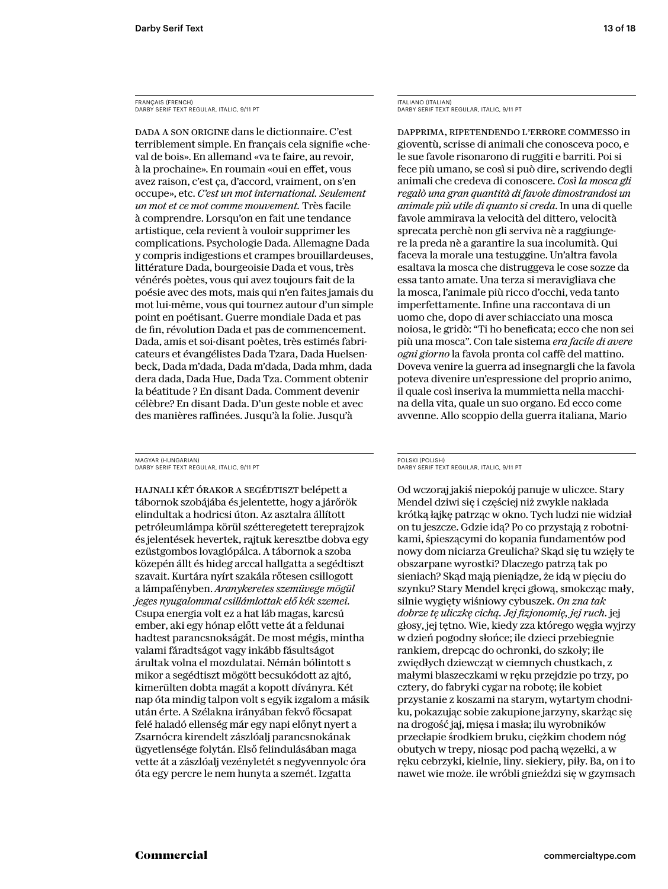FRANÇAIS (FRENCH)
DARBY SERIF TEXT REGULAR, ITALIC, 9/11 PT

DADA A SON ORIGINE dans le dictionnaire. C'est terriblement simple. En français cela signifie «cheval de bois». En allemand «va te faire, au revoir, à la prochaine». En roumain «oui en effet, vous avez raison, c'est ça, d'accord, vraiment, on s'en occupe», etc. *C'est un mot international. Seulement un mot et ce mot comme mouvement.* Très facile à comprendre. Lorsqu'on en fait une tendance artistique, cela revient à vouloir supprimer les complications. Psychologie Dada. Allemagne Dada y compris indigestions et crampes brouillardeuses, littérature Dada, bourgeoisie Dada et vous, très vénérés poètes, vous qui avez toujours fait de la poésie avec des mots, mais qui n'en faites jamais du mot lui-même, vous qui tournez autour d'un simple point en poétisant. Guerre mondiale Dada et pas de fin, révolution Dada et pas de commencement. Dada, amis et soi-disant poètes, très estimés fabricateurs et évangélistes Dada Tzara, Dada Huelsenbeck, Dada m'dada, Dada m'dada, Dada mhm, dada dera dada, Dada Hue, Dada Tza. Comment obtenir la béatitude ? En disant Dada. Comment devenir célèbre? En disant Dada. D'un geste noble et avec des manières raffinées. Jusqu'à la folie. Jusqu'à

ITALIANO (ITALIAN)
DARBY SERIF TEXT REGULAR, ITALIC, 9/11 PT

DAPPRIMA, RIPETENDENDO L'ERRORE COMMESSO in gioventù, scrisse di animali che conosceva poco, e le sue favole risonarono di ruggiti e barriti. Poi si fece più umano, se così si può dire, scrivendo degli animali che credeva di conoscere. *Così la mosca gli regalò una gran quantità di favole dimostrandosi un animale più utile di quanto si creda.* In una di quelle favole ammirava la velocità del dittero, velocità sprecata perchè non gli serviva nè a raggiungere la preda nè a garantire la sua incolumità. Qui faceva la morale una testuggine. Un'altra favola esaltava la mosca che distruggeva le cose sozze da essa tanto amate. Una terza si meravigliava che la mosca, l'animale più ricco d'occhi, veda tanto imperfettamente. Infine una raccontava di un uomo che, dopo di aver schiacciato una mosca noiosa, le gridò: "Ti ho beneficata; ecco che non sei più una mosca". Con tale sistema *era facile di avere ogni giorno* la favola pronta col caffè del mattino. Doveva venire la guerra ad insegnargli che la favola poteva divenire un'espressione del proprio animo, il quale così inseriva la mummietta nella macchina della vita, quale un suo organo. Ed ecco come avvenne. Allo scoppio della guerra italiana, Mario

MAGYAR (HUNGARIAN)
DARBY SERIF TEXT REGULAR, ITALIC, 9/11 PT

HAJNALI KÉT ÓRAKOR A SEGÉDTISZT belépett a tábornok szobájába és jelentette, hogy a járőrök elindultak a hodricsi úton. Az asztalra állított petróleumlámpa körül szétteregetett tereprajzok és jelentések hevertek, rajtuk keresztbe dobva egy ezüstgombos lovaglópálca. A tábornok a szoba közepén állt és hideg arccal hallgatta a segédtiszt szavait. Kurtára nyírt szakála rőtesen csillogott a lámpafényben. *Aranykeretes szemüvege mögül jeges nyugalommal csillámlottak elő kék szemei.* Csupa energia volt ez a hat láb magas, karcsú ember, aki egy hónap előtt vette át a feldunai hadtest parancsnokságát. De most mégis, mintha valami fáradtságot vagy inkább fásultságot árultak volna el mozdulatai. Némán bólintott s mikor a segédtiszt mögött becsukódott az ajtó, kimerülten dobta magát a kopott díványra. Két nap óta mindig talpon volt s egyik izgalom a másik után érte. A Szélakna irányában fekvő főcsapat felé haladó ellenség már egy napi előnyt nyert a Zsarnócra kirendelt zászlóalj parancsnokának ügyetlensége folytán. Első felindulásában maga vette át a zászlóalj vezényletét s negyvennyolc óra óta egy percre le nem hunyta a szemét. Izgatta

POLSKI (POLISH)
DARBY SERIF TEXT REGULAR, ITALIC, 9/11 PT

Od wczoraj jakiś niepokój panuje w uliczce. Stary Mendel dziwi się i częściej niż zwykle nakłada krótką łajkę patrząc w okno. Tych ludzi nie widział on tu jeszcze. Gdzie idą? Po co przystają z robotnikami, śpieszącymi do kopania fundamentów pod nowy dom niciarza Greulicha? Skąd się tu wzięły te obszarpane wyrostki? Dlaczego patrzą tak po sieniach? Skąd mają pieniądze, że idą w pięciu do szynku? Stary Mendel kręci głową, smokcząc mały, silnie wygięty wiśniowy cybuszek. *On zna tak dobrze tę uliczkę cichą. Jej fizjonomię, jej ruch.* jej głosy, jej tętno. Wie, kiedy zza którego węgła wyjrzy w dzień pogodny słońce; ile dzieci przebiegnie rankiem, drepcąc do ochronki, do szkoły; ile zwiędłych dziewcząt w ciemnych chustkach, z małymi blaszeczkami w ręku przejdzie po trzy, po cztery, do fabryki cygar na robotę; ile kobiet przystanie z koszami na starym, wytartym chodniku, pokazując sobie zakupione jarzyny, skarżąc się na drogość jaj, mięsa i masła; ilu wyrobników przecłapie środkiem bruku, ciężkim chodem nóg obutych w trepy, niosąc pod pachą węzełki, a w ręku cebrzyki, kielnie, liny. siekiery, piły. Ba, on i to nawet wie może. ile wróbli gnieździ się w gzymsach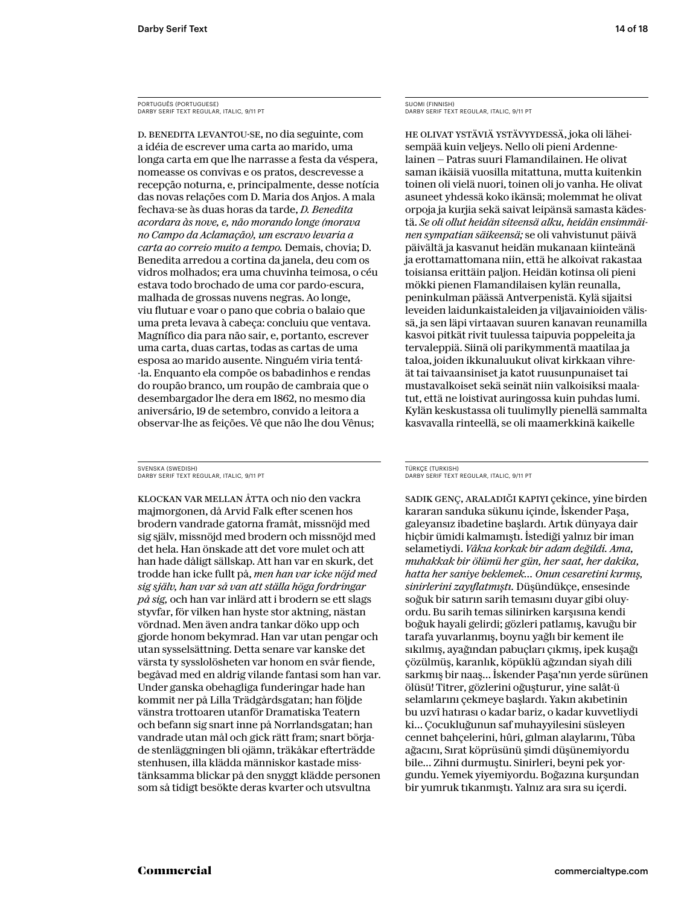PORTUGUÊS (PORTUGUESE)
DARBY SERIF TEXT REGULAR, ITALIC, 9/11 PT

D. BENEDITA LEVANTOU-SE, no dia seguinte, com a idéia de escrever uma carta ao marido, uma longa carta em que lhe narrasse a festa da véspera, nomeasse os convivas e os pratos, descrevesse a recepção noturna, e, principalmente, desse notícia das novas relações com D. Maria dos Anjos. A mala fechava-se às duas horas da tarde, *D. Benedita acordara às nove, e, não morando longe (morava no Campo da Aclamação), um escravo levaria a carta ao correio muito a tempo.* Demais, chovia; D. Benedita arredou a cortina da janela, deu com os vidros molhados; era uma chuvinha teimosa, o céu estava todo brochado de uma cor pardo-escura, malhada de grossas nuvens negras. Ao longe, viu flutuar e voar o pano que cobria o balaio que uma preta levava à cabeça: concluiu que ventava. Magnífico dia para não sair, e, portanto, escrever uma carta, duas cartas, todas as cartas de uma esposa ao marido ausente. Ninguém viria tentá-la. Enquanto ela compõe os babadinhos e rendas do roupão branco, um roupão de cambraia que o desembargador lhe dera em 1862, no mesmo dia aniversário, 19 de setembro, convido a leitora a observar-lhe as feições. Vê que não lhe dou Vênus;

SUOMI (FINNISH)
DARBY SERIF TEXT REGULAR, ITALIC, 9/11 PT

HE OLIVAT YSTÄVIÄ YSTÄVYYDESSÄ, joka oli läheisempää kuin veljeys. Nello oli pieni Ardennelainen — Patras suuri Flamandilainen. He olivat saman ikäisiä vuosilla mitattuna, mutta kuitenkin toinen oli vielä nuori, toinen oli jo vanha. He olivat asuneet yhdessä koko ikänsä; molemmat he olivat orpoja ja kurjia sekä saivat leipänsä samasta kädestä. *Se oli ollut heidän siteensä alku, heidän ensimmäinen sympatian säikeensä;* se oli vahvistunut päivä päivältä ja kasvanut heidän mukanaan kiinteänä ja erottamattomana niin, että he alkoivat rakastaa toisiansa erittäin paljon. Heidän kotinsa oli pieni mökki pienen Flamandilaisen kylän reunalla, peninkulman päässä Antverpenistä. Kylä sijaitsi leveiden laidunkaistaleiden ja viljavainioiden välissä, ja sen läpi virtaavan suuren kanavan reunamilla kasvoi pitkät rivit tuulessa taipuvia poppeleita ja tervaleppiä. Siinä oli parikymmentä maatilaa ja taloa, joiden ikkunaluukut olivat kirkkaan vihreät tai taivaansiniset ja katot ruusunpunaiset tai mustavalkoiset sekä seinät niin valkoisiksi maalatut, että ne loistivat auringossa kuin puhdas lumi. Kylän keskustassa oli tuulimylly pienellä sammalta kasvavalla rinteellä, se oli maamerkkinä kaikelle

SVENSKA (SWEDISH)
DARBY SERIF TEXT REGULAR, ITALIC, 9/11 PT

KLOCKAN VAR MELLAN ÅTTA och nio den vackra majmorgonen, då Arvid Falk efter scenen hos brodern vandrade gatorna framåt, missnöjd med sig själv, missnöjd med brodern och missnöjd med det hela. Han önskade att det vore mulet och att han hade dåligt sällskap. Att han var en skurk, det trodde han icke fullt på, *men han var icke nöjd med sig själv, han var så van att ställa höga fordringar på sig,* och han var inlärd att i brodern se ett slags styvfar, för vilken han hyste stor aktning, nästan vördnad. Men även andra tankar döko upp och gjorde honom bekymrad. Han var utan pengar och utan sysselsättning. Detta senare var kanske det värsta ty sysslolösheten var honom en svår fiende, begåvad med en aldrig vilande fantasi som han var. Under ganska obehagliga funderingar hade han kommit ner på Lilla Trädgårdsgatan; han följde vänstra trottoaren utanför Dramatiska Teatern och befann sig snart inne på Norrlandsgatan; han vandrade utan mål och gick rätt fram; snart började stenläggningen bli ojämn, träkåkar efterträdde stenhusen, illa klädda människor kastade misstänksamma blickar på den snyggt klädde personen som så tidigt besökte deras kvarter och utsvultna

TÜRKÇE (TURKISH)
DARBY SERIF TEXT REGULAR, ITALIC, 9/11 PT

SADIK GENÇ, ARALADIĞI KAPIYI çekince, yine birden kararan sanduka sükunu içinde, İskender Paşa, galeyansız ibadetine başlardı. Artık dünyaya dair hiçbir ümidi kalmamıştı. İstediği yalnız bir iman selametiydi. *Vâkıa korkak bir adam değildi. Ama, muhakkak bir ölümü her gün, her saat, her dakika, hatta her saniye beklemek... Onun cesaretini kırmış, sinirlerini zayıflatmıştı.* Düşündükçe, ensesinde soğuk bir satırın sarih temasını duyar gibi oluyordu. Bu sarih temas silinirken karşısına kendi boğuk hayali gelirdi; gözleri patlamış, kavuğu bir tarafa yuvarlanmış, boynu yağlı bir kement ile sıkılmış, ayağından pabuçları çıkmış, ipek kuşağı çözülmüş, karanlık, köpüklü ağzından siyah dili sarkmış bir naaş... İskender Paşa'nın yerde sürünen ölüsü! Titrer, gözlerini oğuşturur, yine salât-ü selamlarını çekmeye başlardı. Yakın akıbetinin bu uzvî hatırası o kadar bariz, o kadar kuvvetliydi ki... Çocukluğunun saf muhayyilesini süsleyen cennet bahçelerini, hûri, gılman alaylarını, Tûba ağacını, Sırat köprüsünü şimdi düşünemiyordu bile... Zihni durmuştu. Sinirleri, beyni pek yorgundu. Yemek yiyemiyordu. Boğazına kurşundan bir yumruk tıkanmıştı. Yalnız ara sıra su içerdi.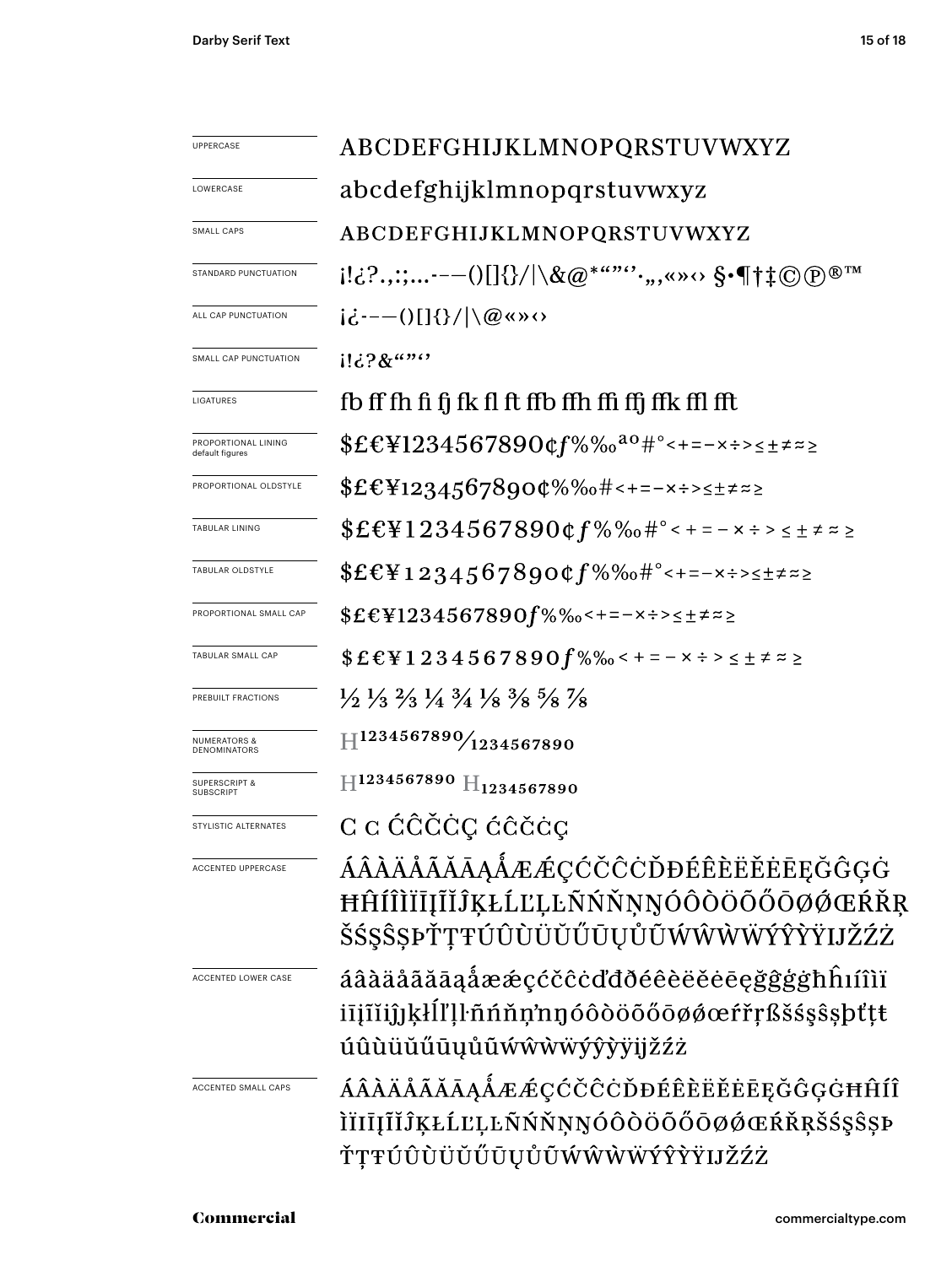| | |
|---|---|
| UPPERCASE | ABCDEFGHIJKLMNOPQRSTUVWXYZ |
| LOWERCASE | abcdefghijklmnopqrstuvwxyz |
| SMALL CAPS | ABCDEFGHIJKLMNOPQRSTUVWXYZ |
| STANDARD PUNCTUATION | ¡!¿?.,:;…-–—()[]{}/\|\&@*"""''·„‚«»‹› §•¶†‡©℗®™ |
| ALL CAP PUNCTUATION | ¡¿-–—()[]{}/\|\@«»‹› |
| SMALL CAP PUNCTUATION | ¡!¿?&"""'' |
| LIGATURES | fb ff fh fi fj fk fl ft ffb ffh ffi ffj ffk ffl fft |
| PROPORTIONAL LINING default figures | $£€¥1234567890¢ƒ%‰ªº#°<+=−×÷>≤±≠≈≥ |
| PROPORTIONAL OLDSTYLE | $£€¥1234567890¢%‰#<+=−×÷>≤±≠≈≥ |
| TABULAR LINING | $£€¥1234567890¢ƒ%‰#°<+=−×÷>≤±≠≈≥ |
| TABULAR OLDSTYLE | $£€¥1234567890¢ƒ%‰#°<+=−×÷>≤±≠≈≥ |
| PROPORTIONAL SMALL CAP | $£€¥1234567890ƒ%‰<+=−×÷>≤±≠≈≥ |
| TABULAR SMALL CAP | $£€¥1234567890ƒ%‰<+=−×÷>≤±≠≈≥ |
| PREBUILT FRACTIONS | ½ ⅓ ⅔ ¼ ¾ ⅛ ⅜ ⅝ ⅞ |
| NUMERATORS & DENOMINATORS | H$^{1234567890}$⁄$_{1234567890}$ |
| SUPERSCRIPT & SUBSCRIPT | H$^{1234567890}$ H$_{1234567890}$ |
| STYLISTIC ALTERNATES | C ᴄ ĆĈČĊÇ ćĉčċç |
| ACCENTED UPPERCASE | ÁÂÀÄÅÃĂĀĄǺÆǼÇĆČĈĊĎĐÉÊÈËĚĖĒĘĞĜĢĠĦĤÍÎÌÏĪĮĨĬĴĶŁĹĽĻĿÑŃŇŅŊÓÔÒÖÕŐŌØǾŒŔŘŖŠŚŞŜȘÞŤŢŦÚÛÙÜŬŰŪŲŮŨẂŴẀẄÝŶỲŸĲŽŹŻ |
| ACCENTED LOWER CASE | áâàäåãăāąǻæǽçćčĉċďđðéêèëěėēęğĝģġħĥıíîìïīįĩĭȷĵķłĺľļŀñńňņŉŋóôòöõőōøǿœŕřŗßšśşŝșþťţŧúûùüŭűūųůũẃŵẁẅýŷỳÿĳžźż |
| ACCENTED SMALL CAPS | ÁÂÀÄÅÃĂĀĄǺÆǼÇĆČĈĊĎĐÉÊÈËĚĖĒĘĞĜĢĠĦĤÍÎÌÏĪĮĨĬĴĶŁĹĽĻĿÑŃŇŅŊÓÔÒÖÕŐŌØǾŒŔŘŖŠŚŞŜȘÞŤŢŦÚÛÙÜŬŰŪŲŮŨẂŴẀẄÝŶỲŸĲŽŹŻ |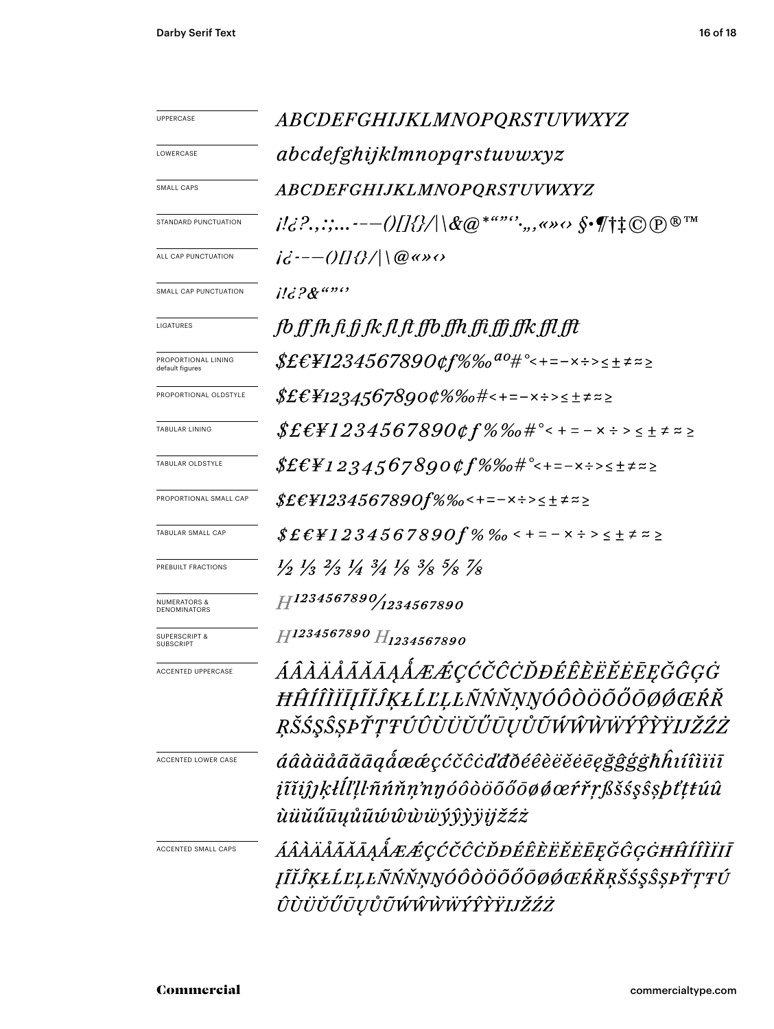| | |
|---|---|
| UPPERCASE | *ABCDEFGHIJKLMNOPQRSTUVWXYZ* |
| LOWERCASE | *abcdefghijklmnopqrstuvwxyz* |
| SMALL CAPS | *ABCDEFGHIJKLMNOPQRSTUVWXYZ* |
| STANDARD PUNCTUATION | *¡!¿?.,:;…-–—()[]{}/\|\\&@*“”‘’·„‚«»‹› §•¶†‡©℗®™* |
| ALL CAP PUNCTUATION | *¡¿-–—()[]{}/\|\\@«»‹›* |
| SMALL CAP PUNCTUATION | *¡!¿?&“”‘’* |
| LIGATURES | *fb ff fh fi fj fk fl ft ffb ffh ffi ffj ffk ffl fft* |
| PROPORTIONAL LINING default figures | *$£€¥1234567890¢ƒ%‰ªº#°<+=−×÷>≤±≠≈≥* |
| PROPORTIONAL OLDSTYLE | *$£€¥1234567890¢%‰#<+=−×÷>≤±≠≈≥* |
| TABULAR LINING | *$£€¥1234567890¢ƒ%‰#°<+=−×÷>≤±≠≈≥* |
| TABULAR OLDSTYLE | *$£€¥1234567890¢ƒ%‰#°<+=−×÷>≤±≠≈≥* |
| PROPORTIONAL SMALL CAP | *$£€¥1234567890ƒ%‰<+=−×÷>≤±≠≈≥* |
| TABULAR SMALL CAP | *$£€¥1234567890ƒ%‰<+=−×÷>≤±≠≈≥* |
| PREBUILT FRACTIONS | *½ ⅓ ⅔ ¼ ¾ ⅛ ⅜ ⅝ ⅞* |
| NUMERATORS & DENOMINATORS | *H1234567890/1234567890* |
| SUPERSCRIPT & SUBSCRIPT | *$H^{1234567890}$ $H_{1234567890}$* |
| ACCENTED UPPERCASE | *ÁÂÀÄÅÃĂĀĄǺÆǼÇĆČĈĊĎĐÉÊÈËĚĖĒĘĞĜĢĠĦĤÍÎÌÏĪĮĨĬĴĶŁĹĽĻĿÑŃŇŅŊÓÔÒÖÕŐŌØǾŒŔŘŖŠŚŞŜȘÞŤŢŦÚÛÙÜŬŰŪŲŮŨẂŴẀẄÝŶỲŸĲŽŹŻ* |
| ACCENTED LOWER CASE | *áâàäåãăāąǻæǽçćčĉċďđðéêèëěėēęğĝģġħĥıíîìïīįĩĭĵȷķłĺľļŀñńňņŉŋóôòöõőōøǿœŕřŗßšśşŝșþťţŧúûùüŭűūųůũẃŵẁẅýŷỳÿĳžźż* |
| ACCENTED SMALL CAPS | *ÁÂÀÄÅÃĂĀĄǺÆǼÇĆČĈĊĎĐÉÊÈËĚĖĒĘĞĜĢĠĦĤÍÎÌÏĪĮĨĬĴĶŁĹĽĻĿÑŃŇŅŊÓÔÒÖÕŐŌØǾŒŔŘŖŠŚŞŜȘÞŤŢŦÚÛÙÜŬŰŪŲŮŨẂŴẀẄÝŶỲŸĲŽŹŻ* |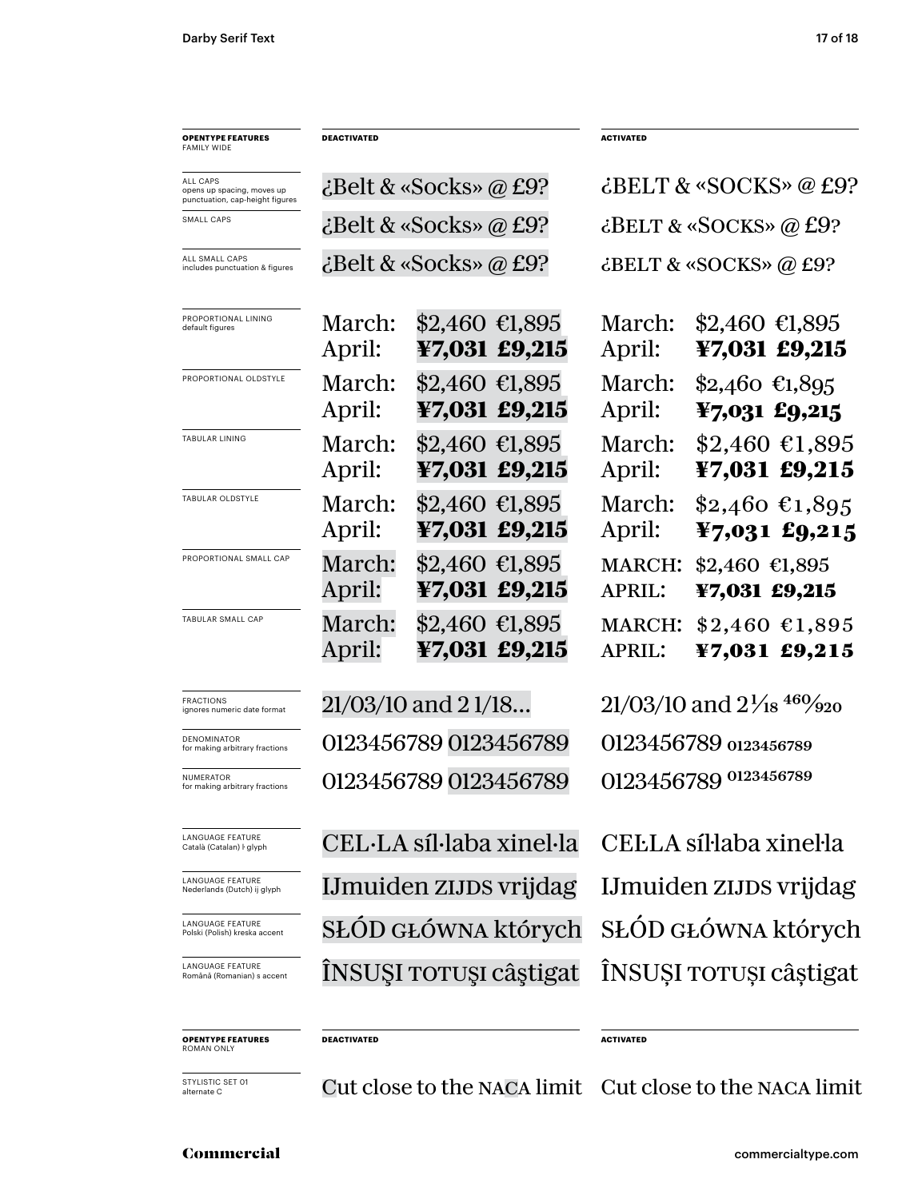| **OPENTYPE FEATURES** FAMILY WIDE | **DEACTIVATED** | **ACTIVATED** |
|---|---|---|
| ALL CAPS opens up spacing, moves up punctuation, cap-height figures | ¿Belt & «Socks» @ £9? | ¿BELT & «SOCKS» @ £9? |
| SMALL CAPS | ¿Belt & «Socks» @ £9? | ¿BELT & «SOCKS» @ £9? |
| ALL SMALL CAPS includes punctuation & figures | ¿Belt & «Socks» @ £9? | ¿BELT & «SOCKS» @ £9? |
| PROPORTIONAL LINING default figures | March: $2,460 €1,895<br>April: **¥7,031 £9,215** | March: $2,460 €1,895<br>April: **¥7,031 £9,215** |
| PROPORTIONAL OLDSTYLE | March: $2,460 €1,895<br>April: **¥7,031 £9,215** | March: $2,460 €1,895<br>April: **¥7,031 £9,215** |
| TABULAR LINING | March: $2,460 €1,895<br>April: **¥7,031 £9,215** | March: $2,460 €1,895<br>April: **¥7,031 £9,215** |
| TABULAR OLDSTYLE | March: $2,460 €1,895<br>April: **¥7,031 £9,215** | March: $2,460 €1,895<br>April: **¥7,031 £9,215** |
| PROPORTIONAL SMALL CAP | March: $2,460 €1,895<br>April: **¥7,031 £9,215** | MARCH: $2,460 €1,895<br>APRIL: **¥7,031 £9,215** |
| TABULAR SMALL CAP | March: $2,460 €1,895<br>April: **¥7,031 £9,215** | MARCH: $2,460 €1,895<br>APRIL: **¥7,031 £9,215** |
| FRACTIONS ignores numeric date format | 21/03/10 and 2 1/18… | 21/03/10 and 2⅟18 460⁄920 |
| DENOMINATOR for making arbitrary fractions | 0123456789 0123456789 | 0123456789 0123456789 |
| NUMERATOR for making arbitrary fractions | 0123456789 0123456789 | 0123456789 0123456789 |
| LANGUAGE FEATURE Català (Catalan) ŀ glyph | CEL·LA síl·laba xinel·la | CEĿLA síŀlaba xineŀla |
| LANGUAGE FEATURE Nederlands (Dutch) ij glyph | IJmuiden ZIJDS vrijdag | IJmuiden ZIJDS vrijdag |
| LANGUAGE FEATURE Polski (Polish) kreska accent | SŁÓD GŁÓWNA których | SŁÓD GŁÓWNA których |
| LANGUAGE FEATURE Română (Romanian) s accent | ÎNSUŞI TOTUŞI câştigat | ÎNSUȘI TOTUȘI câștigat |

| **OPENTYPE FEATURES** ROMAN ONLY | **DEACTIVATED** | **ACTIVATED** |
|---|---|---|
| STYLISTIC SET 01 alternate C | Cut close to the NACA limit | Cut close to the NACA limit |

Commercial

commercialtype.com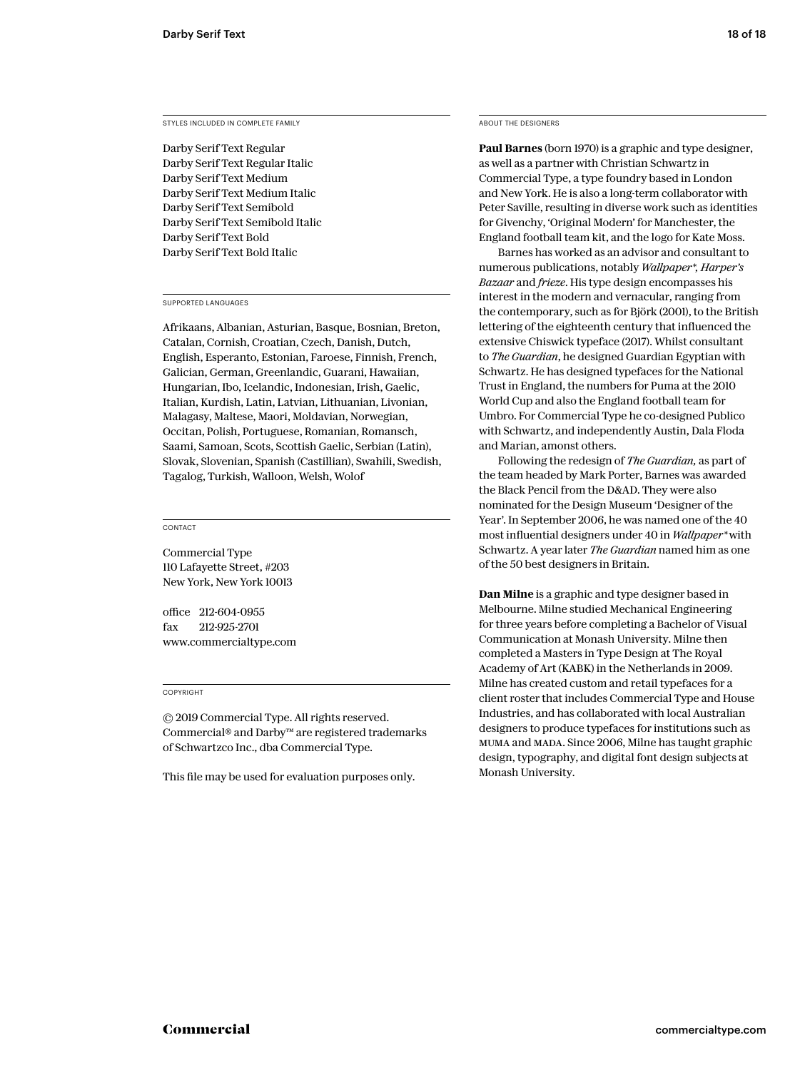## STYLES INCLUDED IN COMPLETE FAMILY

Darby Serif Text Regular
Darby Serif Text Regular Italic
Darby Serif Text Medium
Darby Serif Text Medium Italic
Darby Serif Text Semibold
Darby Serif Text Semibold Italic
Darby Serif Text Bold
Darby Serif Text Bold Italic

## SUPPORTED LANGUAGES

Afrikaans, Albanian, Asturian, Basque, Bosnian, Breton, Catalan, Cornish, Croatian, Czech, Danish, Dutch, English, Esperanto, Estonian, Faroese, Finnish, French, Galician, German, Greenlandic, Guarani, Hawaiian, Hungarian, Ibo, Icelandic, Indonesian, Irish, Gaelic, Italian, Kurdish, Latin, Latvian, Lithuanian, Livonian, Malagasy, Maltese, Maori, Moldavian, Norwegian, Occitan, Polish, Portuguese, Romanian, Romansch, Saami, Samoan, Scots, Scottish Gaelic, Serbian (Latin), Slovak, Slovenian, Spanish (Castillian), Swahili, Swedish, Tagalog, Turkish, Walloon, Welsh, Wolof

## CONTACT

Commercial Type
110 Lafayette Street, #203
New York, New York 10013

office 212-604-0955
fax 212-925-2701
www.commercialtype.com

## COPYRIGHT

© 2019 Commercial Type. All rights reserved. Commercial® and Darby™ are registered trademarks of Schwartzco Inc., dba Commercial Type.

This file may be used for evaluation purposes only.

## ABOUT THE DESIGNERS

**Paul Barnes** (born 1970) is a graphic and type designer, as well as a partner with Christian Schwartz in Commercial Type, a type foundry based in London and New York. He is also a long-term collaborator with Peter Saville, resulting in diverse work such as identities for Givenchy, 'Original Modern' for Manchester, the England football team kit, and the logo for Kate Moss.

Barnes has worked as an advisor and consultant to numerous publications, notably *Wallpaper\*, Harper's Bazaar* and *frieze*. His type design encompasses his interest in the modern and vernacular, ranging from the contemporary, such as for Björk (2001), to the British lettering of the eighteenth century that influenced the extensive Chiswick typeface (2017). Whilst consultant to *The Guardian*, he designed Guardian Egyptian with Schwartz. He has designed typefaces for the National Trust in England, the numbers for Puma at the 2010 World Cup and also the England football team for Umbro. For Commercial Type he co-designed Publico with Schwartz, and independently Austin, Dala Floda and Marian, amonst others.

Following the redesign of *The Guardian*, as part of the team headed by Mark Porter, Barnes was awarded the Black Pencil from the D&AD. They were also nominated for the Design Museum 'Designer of the Year'. In September 2006, he was named one of the 40 most influential designers under 40 in *Wallpaper\** with Schwartz. A year later *The Guardian* named him as one of the 50 best designers in Britain.

**Dan Milne** is a graphic and type designer based in Melbourne. Milne studied Mechanical Engineering for three years before completing a Bachelor of Visual Communication at Monash University. Milne then completed a Masters in Type Design at The Royal Academy of Art (KABK) in the Netherlands in 2009. Milne has created custom and retail typefaces for a client roster that includes Commercial Type and House Industries, and has collaborated with local Australian designers to produce typefaces for institutions such as MUMA and MADA. Since 2006, Milne has taught graphic design, typography, and digital font design subjects at Monash University.